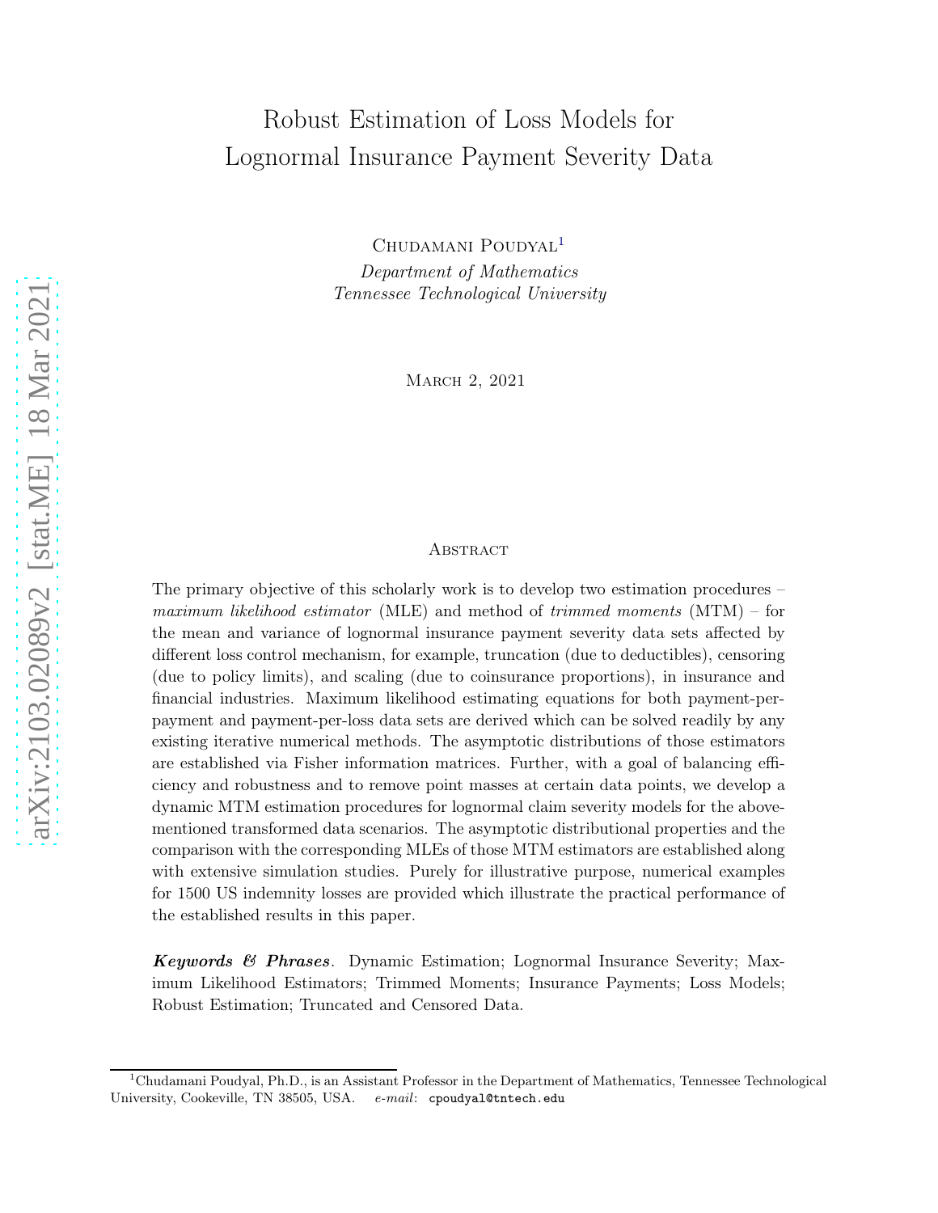# Robust Estimation of Loss Models for Lognormal Insurance Payment Severity Data

Chudamani Poudyal[1]

*Department of Mathematics*
*Tennessee Technological University*

March 2, 2021

## Abstract

The primary objective of this scholarly work is to develop two estimation procedures – *maximum likelihood estimator* (MLE) and method of *trimmed moments* (MTM) – for the mean and variance of lognormal insurance payment severity data sets affected by different loss control mechanism, for example, truncation (due to deductibles), censoring (due to policy limits), and scaling (due to coinsurance proportions), in insurance and financial industries. Maximum likelihood estimating equations for both payment-per-payment and payment-per-loss data sets are derived which can be solved readily by any existing iterative numerical methods. The asymptotic distributions of those estimators are established via Fisher information matrices. Further, with a goal of balancing efficiency and robustness and to remove point masses at certain data points, we develop a dynamic MTM estimation procedures for lognormal claim severity models for the above-mentioned transformed data scenarios. The asymptotic distributional properties and the comparison with the corresponding MLEs of those MTM estimators are established along with extensive simulation studies. Purely for illustrative purpose, numerical examples for 1500 US indemnity losses are provided which illustrate the practical performance of the established results in this paper.

***Keywords & Phrases***. Dynamic Estimation; Lognormal Insurance Severity; Maximum Likelihood Estimators; Trimmed Moments; Insurance Payments; Loss Models; Robust Estimation; Truncated and Censored Data.

[1]Chudamani Poudyal, Ph.D., is an Assistant Professor in the Department of Mathematics, Tennessee Technological University, Cookeville, TN 38505, USA. *e-mail*: `cpoudyal@tntech.edu`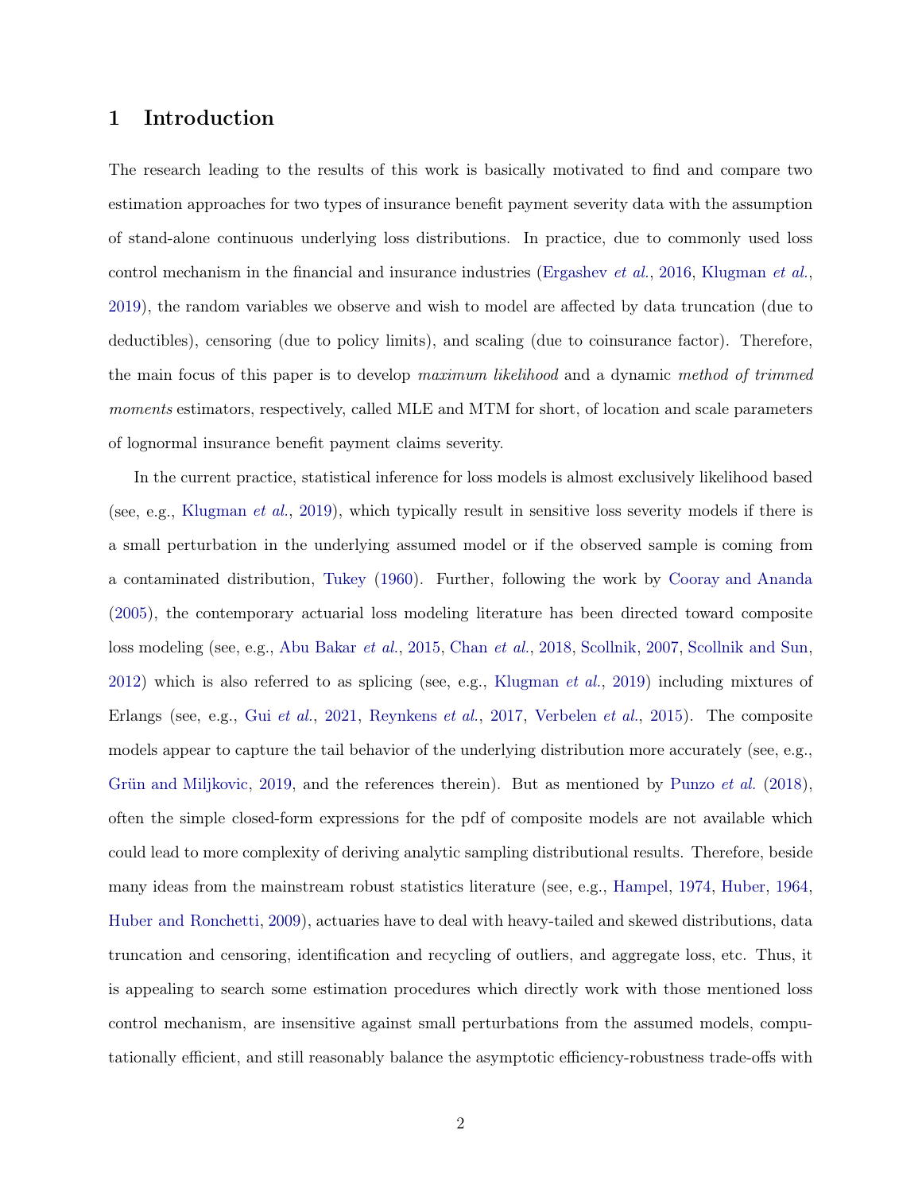# 1 Introduction

The research leading to the results of this work is basically motivated to find and compare two estimation approaches for two types of insurance benefit payment severity data with the assumption of stand-alone continuous underlying loss distributions. In practice, due to commonly used loss control mechanism in the financial and insurance industries (Ergashev *et al.*, 2016, Klugman *et al.*, 2019), the random variables we observe and wish to model are affected by data truncation (due to deductibles), censoring (due to policy limits), and scaling (due to coinsurance factor). Therefore, the main focus of this paper is to develop *maximum likelihood* and a dynamic *method of trimmed moments* estimators, respectively, called MLE and MTM for short, of location and scale parameters of lognormal insurance benefit payment claims severity.

In the current practice, statistical inference for loss models is almost exclusively likelihood based (see, e.g., Klugman *et al.*, 2019), which typically result in sensitive loss severity models if there is a small perturbation in the underlying assumed model or if the observed sample is coming from a contaminated distribution, Tukey (1960). Further, following the work by Cooray and Ananda (2005), the contemporary actuarial loss modeling literature has been directed toward composite loss modeling (see, e.g., Abu Bakar *et al.*, 2015, Chan *et al.*, 2018, Scollnik, 2007, Scollnik and Sun, 2012) which is also referred to as splicing (see, e.g., Klugman *et al.*, 2019) including mixtures of Erlangs (see, e.g., Gui *et al.*, 2021, Reynkens *et al.*, 2017, Verbelen *et al.*, 2015). The composite models appear to capture the tail behavior of the underlying distribution more accurately (see, e.g., Grün and Miljkovic, 2019, and the references therein). But as mentioned by Punzo *et al.* (2018), often the simple closed-form expressions for the pdf of composite models are not available which could lead to more complexity of deriving analytic sampling distributional results. Therefore, beside many ideas from the mainstream robust statistics literature (see, e.g., Hampel, 1974, Huber, 1964, Huber and Ronchetti, 2009), actuaries have to deal with heavy-tailed and skewed distributions, data truncation and censoring, identification and recycling of outliers, and aggregate loss, etc. Thus, it is appealing to search some estimation procedures which directly work with those mentioned loss control mechanism, are insensitive against small perturbations from the assumed models, computationally efficient, and still reasonably balance the asymptotic efficiency-robustness trade-offs with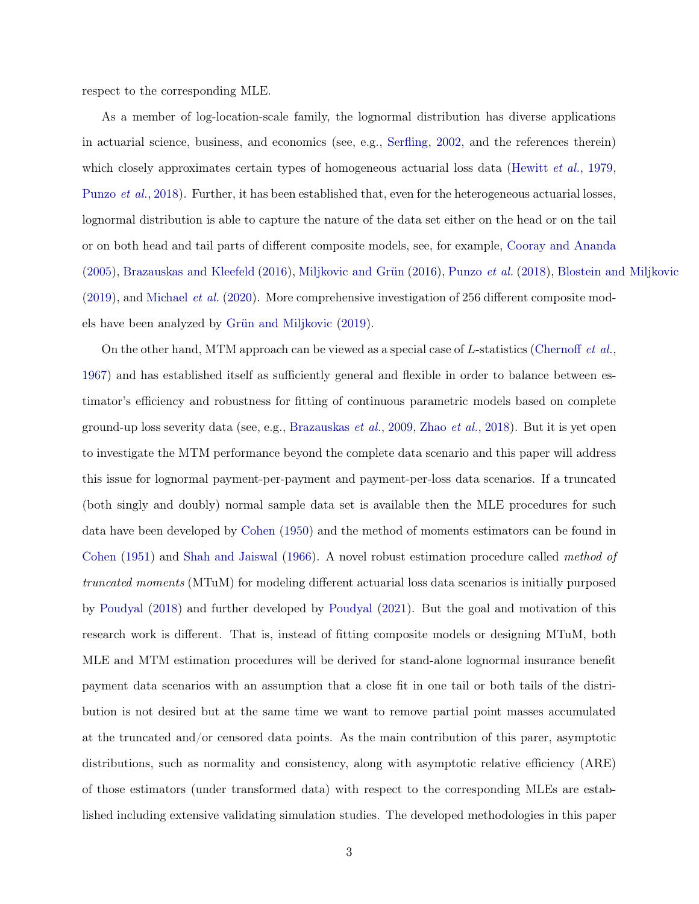respect to the corresponding MLE.

As a member of log-location-scale family, the lognormal distribution has diverse applications in actuarial science, business, and economics (see, e.g., Serfling, 2002, and the references therein) which closely approximates certain types of homogeneous actuarial loss data (Hewitt *et al.*, 1979, Punzo *et al.*, 2018). Further, it has been established that, even for the heterogeneous actuarial losses, lognormal distribution is able to capture the nature of the data set either on the head or on the tail or on both head and tail parts of different composite models, see, for example, Cooray and Ananda (2005), Brazauskas and Kleefeld (2016), Miljkovic and Grün (2016), Punzo *et al.* (2018), Blostein and Miljkovic (2019), and Michael *et al.* (2020). More comprehensive investigation of 256 different composite models have been analyzed by Grün and Miljkovic (2019).

On the other hand, MTM approach can be viewed as a special case of $L$-statistics (Chernoff *et al.*, 1967) and has established itself as sufficiently general and flexible in order to balance between estimator's efficiency and robustness for fitting of continuous parametric models based on complete ground-up loss severity data (see, e.g., Brazauskas *et al.*, 2009, Zhao *et al.*, 2018). But it is yet open to investigate the MTM performance beyond the complete data scenario and this paper will address this issue for lognormal payment-per-payment and payment-per-loss data scenarios. If a truncated (both singly and doubly) normal sample data set is available then the MLE procedures for such data have been developed by Cohen (1950) and the method of moments estimators can be found in Cohen (1951) and Shah and Jaiswal (1966). A novel robust estimation procedure called *method of truncated moments* (MTuM) for modeling different actuarial loss data scenarios is initially purposed by Poudyal (2018) and further developed by Poudyal (2021). But the goal and motivation of this research work is different. That is, instead of fitting composite models or designing MTuM, both MLE and MTM estimation procedures will be derived for stand-alone lognormal insurance benefit payment data scenarios with an assumption that a close fit in one tail or both tails of the distribution is not desired but at the same time we want to remove partial point masses accumulated at the truncated and/or censored data points. As the main contribution of this parer, asymptotic distributions, such as normality and consistency, along with asymptotic relative efficiency (ARE) of those estimators (under transformed data) with respect to the corresponding MLEs are established including extensive validating simulation studies. The developed methodologies in this paper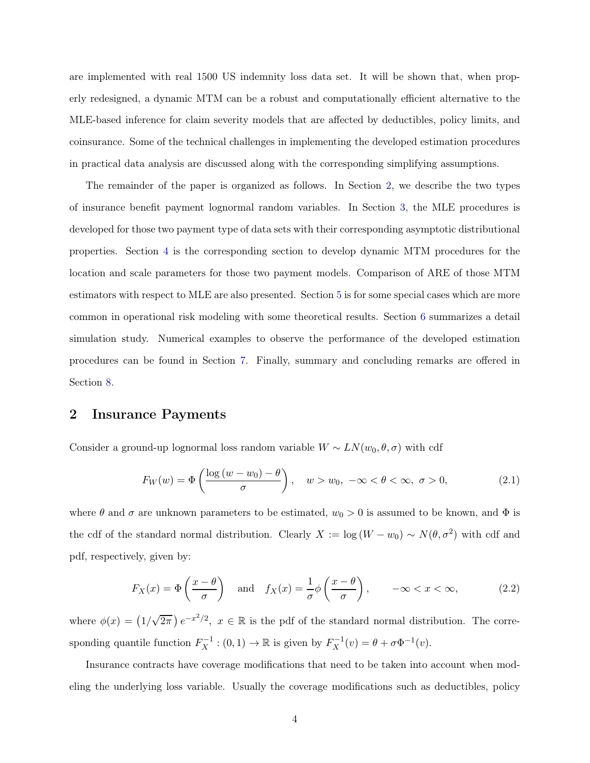are implemented with real 1500 US indemnity loss data set. It will be shown that, when properly redesigned, a dynamic MTM can be a robust and computationally efficient alternative to the MLE-based inference for claim severity models that are affected by deductibles, policy limits, and coinsurance. Some of the technical challenges in implementing the developed estimation procedures in practical data analysis are discussed along with the corresponding simplifying assumptions.

The remainder of the paper is organized as follows. In Section 2, we describe the two types of insurance benefit payment lognormal random variables. In Section 3, the MLE procedures is developed for those two payment type of data sets with their corresponding asymptotic distributional properties. Section 4 is the corresponding section to develop dynamic MTM procedures for the location and scale parameters for those two payment models. Comparison of ARE of those MTM estimators with respect to MLE are also presented. Section 5 is for some special cases which are more common in operational risk modeling with some theoretical results. Section 6 summarizes a detail simulation study. Numerical examples to observe the performance of the developed estimation procedures can be found in Section 7. Finally, summary and concluding remarks are offered in Section 8.

## 2 Insurance Payments

Consider a ground-up lognormal loss random variable $W \sim LN(w_0, \theta, \sigma)$ with cdf

$$F_W(w) = \Phi\left(\frac{\log(w - w_0) - \theta}{\sigma}\right), \quad w > w_0, \ -\infty < \theta < \infty, \ \sigma > 0, \tag{2.1}$$

where $\theta$ and $\sigma$ are unknown parameters to be estimated, $w_0 > 0$ is assumed to be known, and $\Phi$ is the cdf of the standard normal distribution. Clearly $X := \log(W - w_0) \sim N(\theta, \sigma^2)$ with cdf and pdf, respectively, given by:

$$F_X(x) = \Phi\left(\frac{x - \theta}{\sigma}\right) \quad \text{and} \quad f_X(x) = \frac{1}{\sigma}\phi\left(\frac{x - \theta}{\sigma}\right), \qquad -\infty < x < \infty, \tag{2.2}$$

where $\phi(x) = \left(1/\sqrt{2\pi}\right) e^{-x^2/2}, \ x \in \mathbb{R}$ is the pdf of the standard normal distribution. The corresponding quantile function $F_X^{-1} : (0, 1) \to \mathbb{R}$ is given by $F_X^{-1}(v) = \theta + \sigma\Phi^{-1}(v)$.

Insurance contracts have coverage modifications that need to be taken into account when modeling the underlying loss variable. Usually the coverage modifications such as deductibles, policy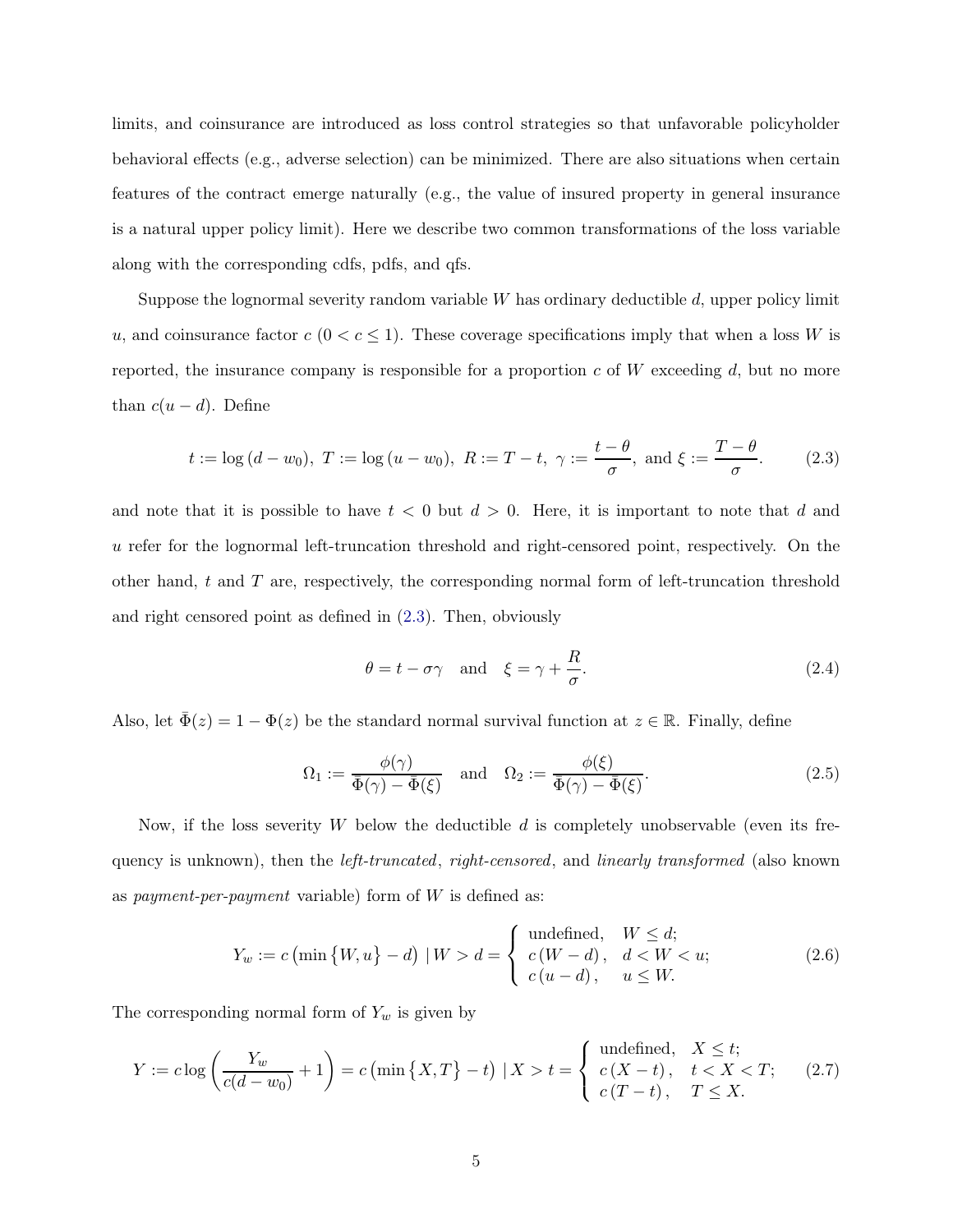limits, and coinsurance are introduced as loss control strategies so that unfavorable policyholder behavioral effects (e.g., adverse selection) can be minimized. There are also situations when certain features of the contract emerge naturally (e.g., the value of insured property in general insurance is a natural upper policy limit). Here we describe two common transformations of the loss variable along with the corresponding cdfs, pdfs, and qfs.

Suppose the lognormal severity random variable $W$ has ordinary deductible $d$, upper policy limit $u$, and coinsurance factor $c$ ($0 < c \leq 1$). These coverage specifications imply that when a loss $W$ is reported, the insurance company is responsible for a proportion $c$ of $W$ exceeding $d$, but no more than $c(u-d)$. Define

$$t := \log(d - w_0),\ T := \log(u - w_0),\ R := T - t,\ \gamma := \frac{t - \theta}{\sigma},\ \text{and}\ \xi := \frac{T - \theta}{\sigma}. \tag{2.3}$$

and note that it is possible to have $t < 0$ but $d > 0$. Here, it is important to note that $d$ and $u$ refer for the lognormal left-truncation threshold and right-censored point, respectively. On the other hand, $t$ and $T$ are, respectively, the corresponding normal form of left-truncation threshold and right censored point as defined in (2.3). Then, obviously

$$\theta = t - \sigma\gamma \quad \text{and} \quad \xi = \gamma + \frac{R}{\sigma}. \tag{2.4}$$

Also, let $\bar{\Phi}(z) = 1 - \Phi(z)$ be the standard normal survival function at $z \in \mathbb{R}$. Finally, define

$$\Omega_1 := \frac{\phi(\gamma)}{\bar{\Phi}(\gamma) - \bar{\Phi}(\xi)} \quad \text{and} \quad \Omega_2 := \frac{\phi(\xi)}{\bar{\Phi}(\gamma) - \bar{\Phi}(\xi)}. \tag{2.5}$$

Now, if the loss severity $W$ below the deductible $d$ is completely unobservable (even its frequency is unknown), then the *left-truncated*, *right-censored*, and *linearly transformed* (also known as *payment-per-payment* variable) form of $W$ is defined as:

$$Y_w := c\left(\min\{W, u\} - d\right) \mid W > d = \begin{cases} \text{undefined}, & W \leq d; \\ c(W - d), & d < W < u; \\ c(u - d), & u \leq W. \end{cases} \tag{2.6}$$

The corresponding normal form of $Y_w$ is given by

$$Y := c \log\left(\frac{Y_w}{c(d - w_0)} + 1\right) = c\left(\min\{X, T\} - t\right) \mid X > t = \begin{cases} \text{undefined}, & X \leq t; \\ c(X - t), & t < X < T; \\ c(T - t), & T \leq X. \end{cases} \tag{2.7}$$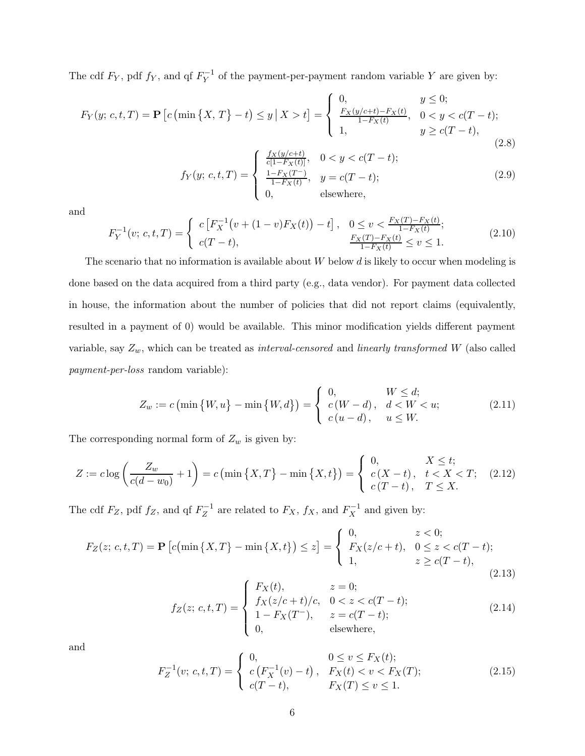The cdf $F_Y$, pdf $f_Y$, and qf $F_Y^{-1}$ of the payment-per-payment random variable $Y$ are given by:

$$F_Y(y;\, c,t,T) = \mathbf{P}\left[c\left(\min\left\{X,\, T\right\} - t\right) \le y \,\middle|\, X > t\right] = \begin{cases} 0, & y \le 0; \\ \frac{F_X(y/c+t) - F_X(t)}{1-F_X(t)}, & 0 < y < c(T-t); \\ 1, & y \ge c(T-t), \end{cases} \tag{2.8}$$

$$f_Y(y;\, c,t,T) = \begin{cases} \frac{f_X(y/c+t)}{c[1-F_X(t)]}, & 0 < y < c(T-t); \\ \frac{1-F_X(T^-)}{1-F_X(t)}, & y = c(T-t); \\ 0, & \text{elsewhere}, \end{cases} \tag{2.9}$$

and

$$F_Y^{-1}(v;\, c,t,T) = \begin{cases} c\left[F_X^{-1}\big(v + (1-v)F_X(t)\big) - t\right], & 0 \le v < \frac{F_X(T)-F_X(t)}{1-F_X(t)}; \\ c(T-t), & \frac{F_X(T)-F_X(t)}{1-F_X(t)} \le v \le 1. \end{cases} \tag{2.10}$$

The scenario that no information is available about $W$ below $d$ is likely to occur when modeling is done based on the data acquired from a third party (e.g., data vendor). For payment data collected in house, the information about the number of policies that did not report claims (equivalently, resulted in a payment of 0) would be available. This minor modification yields different payment variable, say $Z_w$, which can be treated as *interval-censored* and *linearly transformed* $W$ (also called *payment-per-loss* random variable):

$$Z_w := c\left(\min\left\{W, u\right\} - \min\left\{W, d\right\}\right) = \begin{cases} 0, & W \le d; \\ c\left(W - d\right), & d < W < u; \\ c\left(u - d\right), & u \le W. \end{cases} \tag{2.11}$$

The corresponding normal form of $Z_w$ is given by:

$$Z := c\log\left(\frac{Z_w}{c(d-w_0)} + 1\right) = c\left(\min\left\{X, T\right\} - \min\left\{X, t\right\}\right) = \begin{cases} 0, & X \le t; \\ c\left(X - t\right), & t < X < T; \\ c\left(T - t\right), & T \le X. \end{cases} \tag{2.12}$$

The cdf $F_Z$, pdf $f_Z$, and qf $F_Z^{-1}$ are related to $F_X$, $f_X$, and $F_X^{-1}$ and given by:

$$F_Z(z;\, c,t,T) = \mathbf{P}\left[c\big(\min\left\{X, T\right\} - \min\left\{X, t\right\}\big) \le z\right] = \begin{cases} 0, & z < 0; \\ F_X(z/c+t), & 0 \le z < c(T-t); \\ 1, & z \ge c(T-t), \end{cases} \tag{2.13}$$

$$f_Z(z;\, c,t,T) = \begin{cases} F_X(t), & z = 0; \\ f_X(z/c+t)/c, & 0 < z < c(T-t); \\ 1 - F_X(T^-), & z = c(T-t); \\ 0, & \text{elsewhere}, \end{cases} \tag{2.14}$$

and

$$F_Z^{-1}(v;\, c,t,T) = \begin{cases} 0, & 0 \le v \le F_X(t); \\ c\left(F_X^{-1}(v) - t\right), & F_X(t) < v < F_X(T); \\ c(T-t), & F_X(T) \le v \le 1. \end{cases} \tag{2.15}$$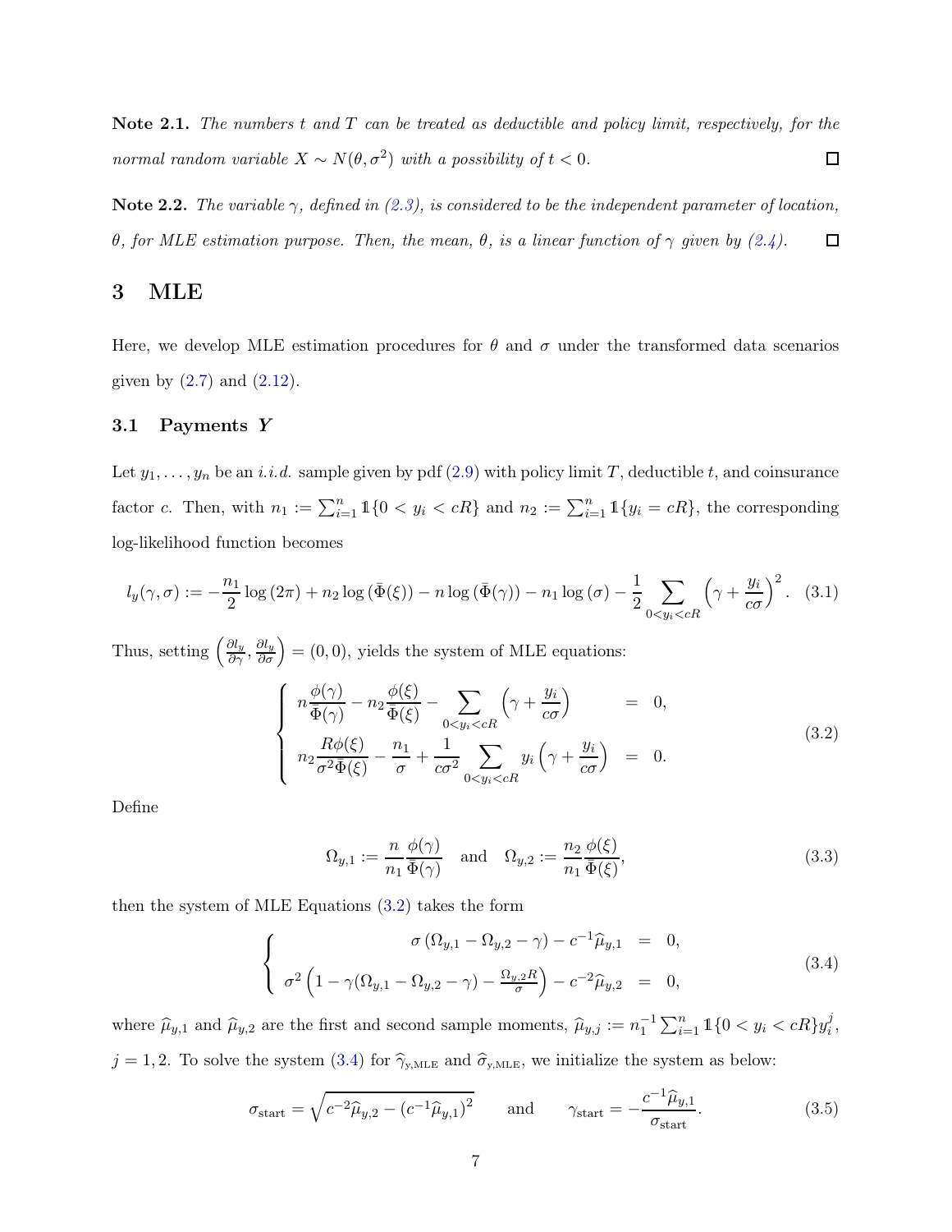**Note 2.1.** *The numbers $t$ and $T$ can be treated as deductible and policy limit, respectively, for the normal random variable $X \sim N(\theta, \sigma^2)$ with a possibility of $t < 0$.* □

**Note 2.2.** *The variable $\gamma$, defined in (2.3), is considered to be the independent parameter of location, $\theta$, for MLE estimation purpose. Then, the mean, $\theta$, is a linear function of $\gamma$ given by (2.4).* □

# 3 MLE

Here, we develop MLE estimation procedures for $\theta$ and $\sigma$ under the transformed data scenarios given by (2.7) and (2.12).

## 3.1 Payments $\boldsymbol{Y}$

Let $y_1, \ldots, y_n$ be an *i.i.d.* sample given by pdf (2.9) with policy limit $T$, deductible $t$, and coinsurance factor $c$. Then, with $n_1 := \sum_{i=1}^n \mathbb{1}\{0 < y_i < cR\}$ and $n_2 := \sum_{i=1}^n \mathbb{1}\{y_i = cR\}$, the corresponding log-likelihood function becomes

$$l_y(\gamma, \sigma) := -\frac{n_1}{2}\log(2\pi) + n_2 \log\left(\bar{\Phi}(\xi)\right) - n\log\left(\bar{\Phi}(\gamma)\right) - n_1 \log(\sigma) - \frac{1}{2}\sum_{0<y_i<cR}\left(\gamma + \frac{y_i}{c\sigma}\right)^2. \quad (3.1)$$

Thus, setting $\left(\frac{\partial l_y}{\partial \gamma}, \frac{\partial l_y}{\partial \sigma}\right) = (0, 0)$, yields the system of MLE equations:

$$\begin{cases} n\dfrac{\phi(\gamma)}{\bar{\Phi}(\gamma)} - n_2\dfrac{\phi(\xi)}{\bar{\Phi}(\xi)} - \displaystyle\sum_{0<y_i<cR}\left(\gamma + \frac{y_i}{c\sigma}\right) & = \; 0, \\ n_2\dfrac{R\phi(\xi)}{\sigma^2\bar{\Phi}(\xi)} - \dfrac{n_1}{\sigma} + \dfrac{1}{c\sigma^2}\displaystyle\sum_{0<y_i<cR} y_i\left(\gamma + \frac{y_i}{c\sigma}\right) & = \; 0. \end{cases} \quad (3.2)$$

Define

$$\Omega_{y,1} := \frac{n}{n_1}\frac{\phi(\gamma)}{\bar{\Phi}(\gamma)} \quad \text{and} \quad \Omega_{y,2} := \frac{n_2}{n_1}\frac{\phi(\xi)}{\bar{\Phi}(\xi)}, \quad (3.3)$$

then the system of MLE Equations (3.2) takes the form

$$\begin{cases} \sigma\left(\Omega_{y,1} - \Omega_{y,2} - \gamma\right) - c^{-1}\widehat{\mu}_{y,1} & = \; 0, \\ \sigma^2\left(1 - \gamma(\Omega_{y,1} - \Omega_{y,2} - \gamma) - \frac{\Omega_{y,2}R}{\sigma}\right) - c^{-2}\widehat{\mu}_{y,2} & = \; 0, \end{cases} \quad (3.4)$$

where $\widehat{\mu}_{y,1}$ and $\widehat{\mu}_{y,2}$ are the first and second sample moments, $\widehat{\mu}_{y,j} := n_1^{-1}\sum_{i=1}^n \mathbb{1}\{0 < y_i < cR\} y_i^j$, $j = 1, 2$. To solve the system (3.4) for $\widehat{\gamma}_{\text{y,MLE}}$ and $\widehat{\sigma}_{\text{y,MLE}}$, we initialize the system as below:

$$\sigma_{\text{start}} = \sqrt{c^{-2}\widehat{\mu}_{y,2} - \left(c^{-1}\widehat{\mu}_{y,1}\right)^2} \qquad \text{and} \qquad \gamma_{\text{start}} = -\frac{c^{-1}\widehat{\mu}_{y,1}}{\sigma_{\text{start}}}. \quad (3.5)$$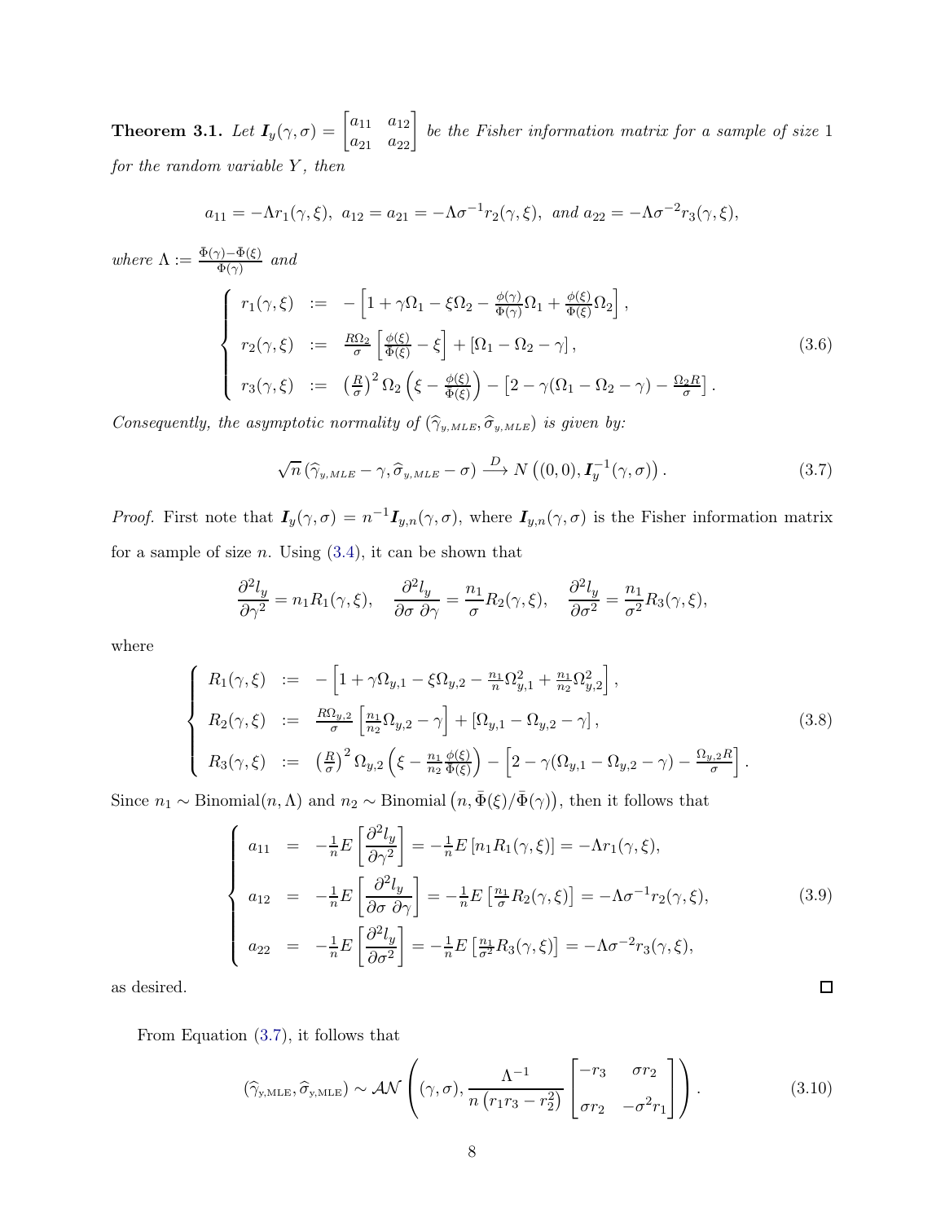**Theorem 3.1.** *Let $\boldsymbol{I}_y(\gamma,\sigma) = \begin{bmatrix} a_{11} & a_{12} \\ a_{21} & a_{22} \end{bmatrix}$ be the Fisher information matrix for a sample of size 1 for the random variable $Y$, then*

$$a_{11} = -\Lambda r_1(\gamma,\xi),\;\; a_{12} = a_{21} = -\Lambda\sigma^{-1} r_2(\gamma,\xi),\;\; \textit{and } a_{22} = -\Lambda\sigma^{-2} r_3(\gamma,\xi),$$

*where* $\Lambda := \frac{\Phi(\gamma)-\Phi(\xi)}{\Phi(\gamma)}$ *and*

$$\left\{\begin{array}{lcl} r_1(\gamma,\xi) & := & -\left[1+\gamma\Omega_1 - \xi\Omega_2 - \frac{\phi(\gamma)}{\Phi(\gamma)}\Omega_1 + \frac{\phi(\xi)}{\Phi(\xi)}\Omega_2\right], \\ r_2(\gamma,\xi) & := & \frac{R\Omega_2}{\sigma}\left[\frac{\phi(\xi)}{\Phi(\xi)} - \xi\right] + \left[\Omega_1 - \Omega_2 - \gamma\right], \\ r_3(\gamma,\xi) & := & \left(\frac{R}{\sigma}\right)^2 \Omega_2\left(\xi - \frac{\phi(\xi)}{\Phi(\xi)}\right) - \left[2 - \gamma(\Omega_1 - \Omega_2 - \gamma) - \frac{\Omega_2 R}{\sigma}\right]. \end{array}\right. \tag{3.6}$$

*Consequently, the asymptotic normality of $(\widehat{\gamma}_{y,MLE}, \widehat{\sigma}_{y,MLE})$ is given by:*

$$\sqrt{n}\left(\widehat{\gamma}_{y,MLE} - \gamma, \widehat{\sigma}_{y,MLE} - \sigma\right) \xrightarrow{D} N\left((0,0), \boldsymbol{I}_y^{-1}(\gamma,\sigma)\right). \tag{3.7}$$

*Proof.* First note that $\boldsymbol{I}_y(\gamma,\sigma) = n^{-1}\boldsymbol{I}_{y,n}(\gamma,\sigma)$, where $\boldsymbol{I}_{y,n}(\gamma,\sigma)$ is the Fisher information matrix for a sample of size $n$. Using (3.4), it can be shown that

$$\frac{\partial^2 l_y}{\partial\gamma^2} = n_1 R_1(\gamma,\xi), \quad \frac{\partial^2 l_y}{\partial\sigma\;\partial\gamma} = \frac{n_1}{\sigma} R_2(\gamma,\xi), \quad \frac{\partial^2 l_y}{\partial\sigma^2} = \frac{n_1}{\sigma^2} R_3(\gamma,\xi),$$

where

$$\left\{\begin{array}{lcl} R_1(\gamma,\xi) & := & -\left[1+\gamma\Omega_{y,1} - \xi\Omega_{y,2} - \frac{n_1}{n}\Omega_{y,1}^2 + \frac{n_1}{n_2}\Omega_{y,2}^2\right], \\ R_2(\gamma,\xi) & := & \frac{R\Omega_{y,2}}{\sigma}\left[\frac{n_1}{n_2}\Omega_{y,2} - \gamma\right] + \left[\Omega_{y,1} - \Omega_{y,2} - \gamma\right], \\ R_3(\gamma,\xi) & := & \left(\frac{R}{\sigma}\right)^2 \Omega_{y,2}\left(\xi - \frac{n_1}{n_2}\frac{\phi(\xi)}{\Phi(\xi)}\right) - \left[2 - \gamma(\Omega_{y,1} - \Omega_{y,2} - \gamma) - \frac{\Omega_{y,2} R}{\sigma}\right]. \end{array}\right. \tag{3.8}$$

Since $n_1 \sim \text{Binomial}(n,\Lambda)$ and $n_2 \sim \text{Binomial}\left(n, \bar{\Phi}(\xi)/\bar{\Phi}(\gamma)\right)$, then it follows that

$$\left\{\begin{array}{lcl} a_{11} & = & -\frac{1}{n}E\left[\frac{\partial^2 l_y}{\partial\gamma^2}\right] = -\frac{1}{n}E\left[n_1 R_1(\gamma,\xi)\right] = -\Lambda r_1(\gamma,\xi), \\ a_{12} & = & -\frac{1}{n}E\left[\frac{\partial^2 l_y}{\partial\sigma\;\partial\gamma}\right] = -\frac{1}{n}E\left[\frac{n_1}{\sigma} R_2(\gamma,\xi)\right] = -\Lambda\sigma^{-1} r_2(\gamma,\xi), \\ a_{22} & = & -\frac{1}{n}E\left[\frac{\partial^2 l_y}{\partial\sigma^2}\right] = -\frac{1}{n}E\left[\frac{n_1}{\sigma^2} R_3(\gamma,\xi)\right] = -\Lambda\sigma^{-2} r_3(\gamma,\xi), \end{array}\right. \tag{3.9}$$

as desired. $\square$

From Equation (3.7), it follows that

$$(\widehat{\gamma}_{\text{y,MLE}}, \widehat{\sigma}_{\text{y,MLE}}) \sim \mathcal{AN}\left((\gamma,\sigma), \frac{\Lambda^{-1}}{n\left(r_1 r_3 - r_2^2\right)}\begin{bmatrix} -r_3 & \sigma r_2 \\ \sigma r_2 & -\sigma^2 r_1 \end{bmatrix}\right). \tag{3.10}$$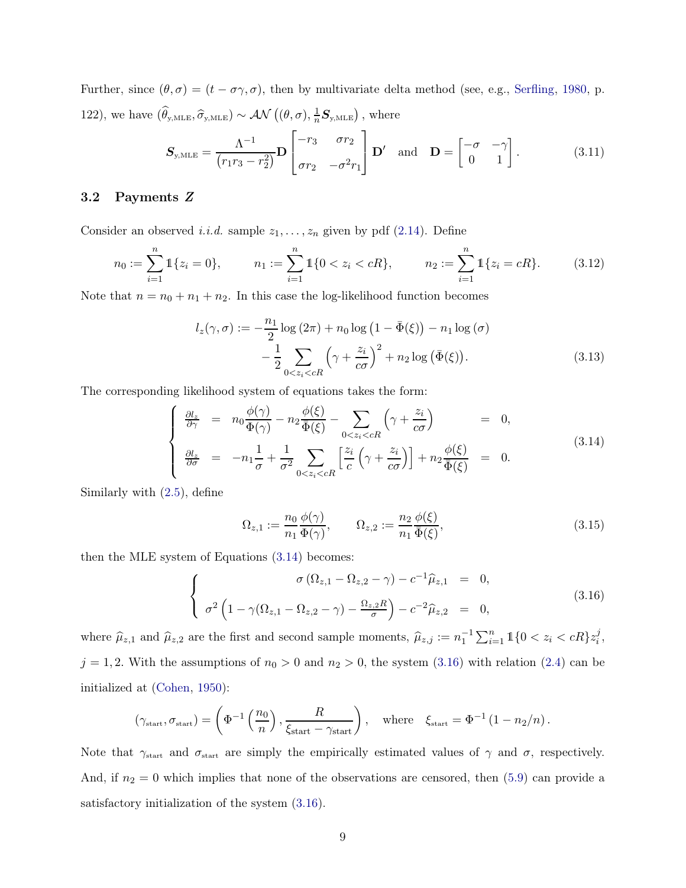Further, since $(\theta, \sigma) = (t - \sigma\gamma, \sigma)$, then by multivariate delta method (see, e.g., Serfling, 1980, p. 122), we have $(\widehat{\theta}_{\text{y,MLE}}, \widehat{\sigma}_{\text{y,MLE}}) \sim \mathcal{AN}\left((\theta,\sigma), \frac{1}{n}\boldsymbol{S}_{\text{y,MLE}}\right)$, where

$$
\boldsymbol{S}_{\text{y,MLE}} = \frac{\Lambda^{-1}}{(r_1 r_3 - r_2^2)} \mathbf{D} \begin{bmatrix} -r_3 & \sigma r_2 \\ \sigma r_2 & -\sigma^2 r_1 \end{bmatrix} \mathbf{D}' \quad \text{and} \quad \mathbf{D} = \begin{bmatrix} -\sigma & -\gamma \\ 0 & 1 \end{bmatrix}. \tag{3.11}
$$

### 3.2 Payments $Z$

Consider an observed *i.i.d.* sample $z_1, \ldots, z_n$ given by pdf (2.14). Define

$$
n_0 := \sum_{i=1}^{n} \mathbb{1}\{z_i = 0\}, \qquad n_1 := \sum_{i=1}^{n} \mathbb{1}\{0 < z_i < cR\}, \qquad n_2 := \sum_{i=1}^{n} \mathbb{1}\{z_i = cR\}. \tag{3.12}
$$

Note that $n = n_0 + n_1 + n_2$. In this case the log-likelihood function becomes

$$
\begin{aligned}
l_z(\gamma, \sigma) := & -\frac{n_1}{2}\log(2\pi) + n_0 \log\left(1 - \bar{\Phi}(\xi)\right) - n_1 \log(\sigma) \\
& - \frac{1}{2} \sum_{0 < z_i < cR} \left(\gamma + \frac{z_i}{c\sigma}\right)^2 + n_2 \log\left(\bar{\Phi}(\xi)\right).
\end{aligned} \tag{3.13}
$$

The corresponding likelihood system of equations takes the form:

$$
\left\{
\begin{array}{lllll}
\frac{\partial l_z}{\partial \gamma} & = & n_0 \frac{\phi(\gamma)}{\Phi(\gamma)} - n_2 \frac{\phi(\xi)}{\bar{\Phi}(\xi)} - \sum_{0 < z_i < cR} \left(\gamma + \frac{z_i}{c\sigma}\right) & = & 0, \\
\frac{\partial l_z}{\partial \sigma} & = & -n_1 \frac{1}{\sigma} + \frac{1}{\sigma^2} \sum_{0 < z_i < cR} \left[\frac{z_i}{c}\left(\gamma + \frac{z_i}{c\sigma}\right)\right] + n_2 \frac{\phi(\xi)}{\bar{\Phi}(\xi)} & = & 0.
\end{array}
\right. \tag{3.14}
$$

Similarly with (2.5), define

$$
\Omega_{z,1} := \frac{n_0}{n_1} \frac{\phi(\gamma)}{\Phi(\gamma)}, \qquad \Omega_{z,2} := \frac{n_2}{n_1} \frac{\phi(\xi)}{\bar{\Phi}(\xi)}, \tag{3.15}
$$

then the MLE system of Equations (3.14) becomes:

$$
\left\{
\begin{array}{rcl}
\sigma\left(\Omega_{z,1} - \Omega_{z,2} - \gamma\right) - c^{-1}\widehat{\mu}_{z,1} & = & 0, \\
\sigma^2\left(1 - \gamma(\Omega_{z,1} - \Omega_{z,2} - \gamma) - \frac{\Omega_{z,2} R}{\sigma}\right) - c^{-2}\widehat{\mu}_{z,2} & = & 0,
\end{array}
\right. \tag{3.16}
$$

where $\widehat{\mu}_{z,1}$ and $\widehat{\mu}_{z,2}$ are the first and second sample moments, $\widehat{\mu}_{z,j} := n_1^{-1} \sum_{i=1}^{n} \mathbb{1}\{0 < z_i < cR\} z_i^j$, $j = 1, 2$. With the assumptions of $n_0 > 0$ and $n_2 > 0$, the system (3.16) with relation (2.4) can be initialized at (Cohen, 1950):

$$
(\gamma_{\text{start}}, \sigma_{\text{start}}) = \left(\Phi^{-1}\left(\frac{n_0}{n}\right), \frac{R}{\xi_{\text{start}} - \gamma_{\text{start}}}\right), \quad \text{where} \quad \xi_{\text{start}} = \Phi^{-1}\left(1 - n_2/n\right).
$$

Note that $\gamma_{\text{start}}$ and $\sigma_{\text{start}}$ are simply the empirically estimated values of $\gamma$ and $\sigma$, respectively. And, if $n_2 = 0$ which implies that none of the observations are censored, then (5.9) can provide a satisfactory initialization of the system (3.16).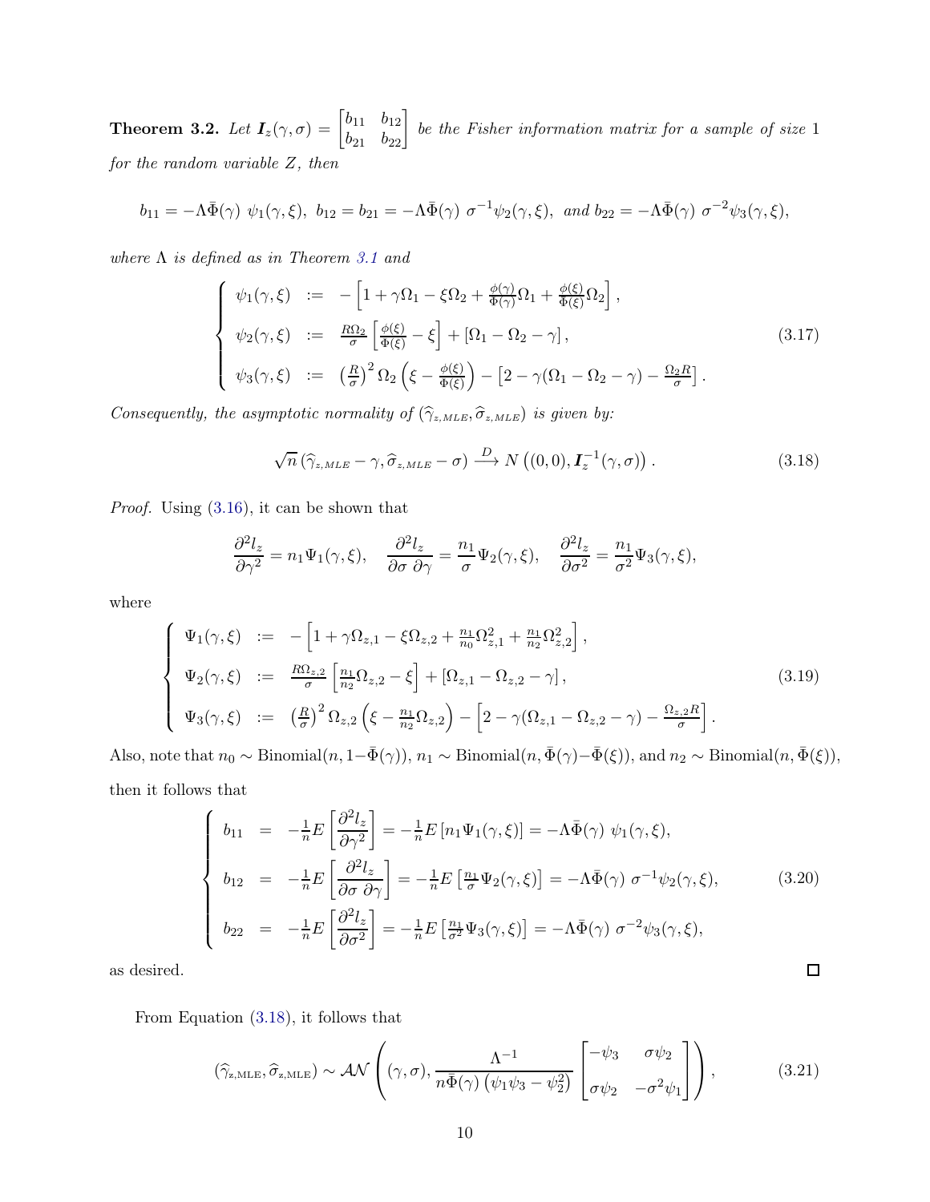**Theorem 3.2.** *Let* $\boldsymbol{I}_z(\gamma,\sigma)=\begin{bmatrix} b_{11} & b_{12} \\ b_{21} & b_{22}\end{bmatrix}$ *be the Fisher information matrix for a sample of size* 1 *for the random variable* $Z$*, then*

$$b_{11}=-\Lambda\bar{\Phi}(\gamma)\ \psi_1(\gamma,\xi),\ \ b_{12}=b_{21}=-\Lambda\bar{\Phi}(\gamma)\ \sigma^{-1}\psi_2(\gamma,\xi),\ \ \text{and } b_{22}=-\Lambda\bar{\Phi}(\gamma)\ \sigma^{-2}\psi_3(\gamma,\xi),$$

*where* $\Lambda$ *is defined as in Theorem 3.1 and*

$$\left\{\begin{array}{lcl} \psi_1(\gamma,\xi) & := & -\left[1+\gamma\Omega_1-\xi\Omega_2+\frac{\phi(\gamma)}{\Phi(\gamma)}\Omega_1+\frac{\phi(\xi)}{\Phi(\xi)}\Omega_2\right], \\ \psi_2(\gamma,\xi) & := & \frac{R\Omega_2}{\sigma}\left[\frac{\phi(\xi)}{\Phi(\xi)}-\xi\right]+\left[\Omega_1-\Omega_2-\gamma\right], \\ \psi_3(\gamma,\xi) & := & \left(\frac{R}{\sigma}\right)^2\Omega_2\left(\xi-\frac{\phi(\xi)}{\Phi(\xi)}\right)-\left[2-\gamma(\Omega_1-\Omega_2-\gamma)-\frac{\Omega_2 R}{\sigma}\right]. \end{array}\right. \tag{3.17}$$

*Consequently, the asymptotic normality of* $(\widehat{\gamma}_{z,MLE},\widehat{\sigma}_{z,MLE})$ *is given by:*

$$\sqrt{n}\left(\widehat{\gamma}_{z,MLE}-\gamma,\widehat{\sigma}_{z,MLE}-\sigma\right)\xrightarrow{D} N\left((0,0),\boldsymbol{I}_z^{-1}(\gamma,\sigma)\right). \tag{3.18}$$

*Proof.* Using (3.16), it can be shown that

$$\frac{\partial^2 l_z}{\partial\gamma^2}=n_1\Psi_1(\gamma,\xi),\quad \frac{\partial^2 l_z}{\partial\sigma\ \partial\gamma}=\frac{n_1}{\sigma}\Psi_2(\gamma,\xi),\quad \frac{\partial^2 l_z}{\partial\sigma^2}=\frac{n_1}{\sigma^2}\Psi_3(\gamma,\xi),$$

where

$$\left\{\begin{array}{lcl} \Psi_1(\gamma,\xi) & := & -\left[1+\gamma\Omega_{z,1}-\xi\Omega_{z,2}+\frac{n_1}{n_0}\Omega_{z,1}^2+\frac{n_1}{n_2}\Omega_{z,2}^2\right], \\ \Psi_2(\gamma,\xi) & := & \frac{R\Omega_{z,2}}{\sigma}\left[\frac{n_1}{n_2}\Omega_{z,2}-\xi\right]+\left[\Omega_{z,1}-\Omega_{z,2}-\gamma\right], \\ \Psi_3(\gamma,\xi) & := & \left(\frac{R}{\sigma}\right)^2\Omega_{z,2}\left(\xi-\frac{n_1}{n_2}\Omega_{z,2}\right)-\left[2-\gamma(\Omega_{z,1}-\Omega_{z,2}-\gamma)-\frac{\Omega_{z,2}R}{\sigma}\right]. \end{array}\right. \tag{3.19}$$

Also, note that $n_0\sim\text{Binomial}(n,1-\bar{\Phi}(\gamma))$, $n_1\sim\text{Binomial}(n,\bar{\Phi}(\gamma)-\bar{\Phi}(\xi))$, and $n_2\sim\text{Binomial}(n,\bar{\Phi}(\xi))$, then it follows that

$$\left\{\begin{array}{lcl} b_{11} & = & -\frac{1}{n}E\left[\frac{\partial^2 l_z}{\partial\gamma^2}\right]=-\frac{1}{n}E\left[n_1\Psi_1(\gamma,\xi)\right]=-\Lambda\bar{\Phi}(\gamma)\ \psi_1(\gamma,\xi), \\ b_{12} & = & -\frac{1}{n}E\left[\frac{\partial^2 l_z}{\partial\sigma\ \partial\gamma}\right]=-\frac{1}{n}E\left[\frac{n_1}{\sigma}\Psi_2(\gamma,\xi)\right]=-\Lambda\bar{\Phi}(\gamma)\ \sigma^{-1}\psi_2(\gamma,\xi), \\ b_{22} & = & -\frac{1}{n}E\left[\frac{\partial^2 l_z}{\partial\sigma^2}\right]=-\frac{1}{n}E\left[\frac{n_1}{\sigma^2}\Psi_3(\gamma,\xi)\right]=-\Lambda\bar{\Phi}(\gamma)\ \sigma^{-2}\psi_3(\gamma,\xi), \end{array}\right. \tag{3.20}$$

as desired. □

From Equation (3.18), it follows that

$$(\widehat{\gamma}_{\text{z,MLE}},\widehat{\sigma}_{\text{z,MLE}})\sim\mathcal{AN}\left((\gamma,\sigma),\frac{\Lambda^{-1}}{n\bar{\Phi}(\gamma)\left(\psi_1\psi_3-\psi_2^2\right)}\begin{bmatrix}-\psi_3 & \sigma\psi_2 \\ \sigma\psi_2 & -\sigma^2\psi_1\end{bmatrix}\right), \tag{3.21}$$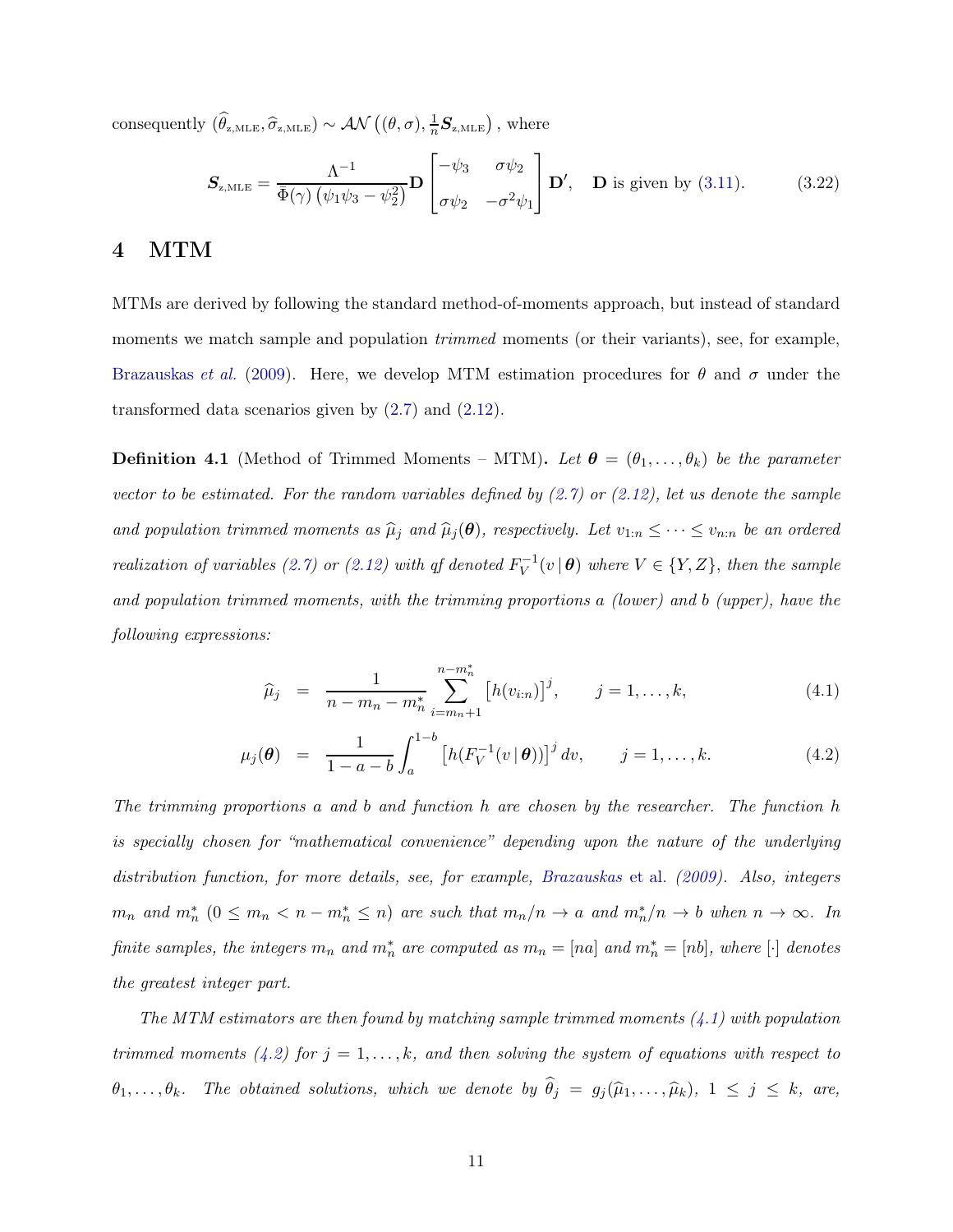consequently $\left(\widehat{\theta}_{\rm z,MLE}, \widehat{\sigma}_{\rm z,MLE}\right) \sim \mathcal{AN}\left((\theta,\sigma), \frac{1}{n}\boldsymbol{S}_{\rm z,MLE}\right)$, where

$$
\boldsymbol{S}_{\rm z,MLE} = \frac{\Lambda^{-1}}{\bar{\Phi}(\gamma)\left(\psi_1\psi_3 - \psi_2^2\right)} \mathbf{D} \begin{bmatrix} -\psi_3 & \sigma\psi_2 \\ \sigma\psi_2 & -\sigma^2\psi_1 \end{bmatrix} \mathbf{D}', \quad \mathbf{D} \text{ is given by (3.11).} \tag{3.22}
$$

# 4 MTM

MTMs are derived by following the standard method-of-moments approach, but instead of standard moments we match sample and population *trimmed* moments (or their variants), see, for example, Brazauskas *et al.* (2009). Here, we develop MTM estimation procedures for $\theta$ and $\sigma$ under the transformed data scenarios given by (2.7) and (2.12).

**Definition 4.1** (Method of Trimmed Moments – MTM). *Let $\boldsymbol{\theta} = (\theta_1, \ldots, \theta_k)$ be the parameter vector to be estimated. For the random variables defined by (2.7) or (2.12), let us denote the sample and population trimmed moments as $\widehat{\mu}_j$ and $\widehat{\mu}_j(\boldsymbol{\theta})$, respectively. Let $v_{1:n} \leq \cdots \leq v_{n:n}$ be an ordered realization of variables (2.7) or (2.12) with qf denoted $F_V^{-1}(v \,|\, \boldsymbol{\theta})$ where $V \in \{Y, Z\}$, then the sample and population trimmed moments, with the trimming proportions a (lower) and b (upper), have the following expressions:*

$$
\widehat{\mu}_j = \frac{1}{n - m_n - m_n^*} \sum_{i=m_n+1}^{n-m_n^*} \left[h(v_{i:n})\right]^j, \qquad j = 1, \ldots, k, \tag{4.1}
$$

$$
\mu_j(\boldsymbol{\theta}) = \frac{1}{1-a-b} \int_a^{1-b} \left[h(F_V^{-1}(v \,|\, \boldsymbol{\theta}))\right]^j dv, \qquad j = 1, \ldots, k. \tag{4.2}
$$

*The trimming proportions a and b and function h are chosen by the researcher. The function h is specially chosen for "mathematical convenience" depending upon the nature of the underlying distribution function, for more details, see, for example, Brazauskas* et al. *(2009). Also, integers $m_n$ and $m_n^*$ $(0 \leq m_n < n - m_n^* \leq n)$ are such that $m_n/n \to a$ and $m_n^*/n \to b$ when $n \to \infty$. In finite samples, the integers $m_n$ and $m_n^*$ are computed as $m_n = [na]$ and $m_n^* = [nb]$, where $[\cdot]$ denotes the greatest integer part.*

*The MTM estimators are then found by matching sample trimmed moments (4.1) with population trimmed moments (4.2) for $j = 1, \ldots, k$, and then solving the system of equations with respect to $\theta_1, \ldots, \theta_k$. The obtained solutions, which we denote by $\widehat{\theta}_j = g_j(\widehat{\mu}_1, \ldots, \widehat{\mu}_k)$, $1 \leq j \leq k$, are,*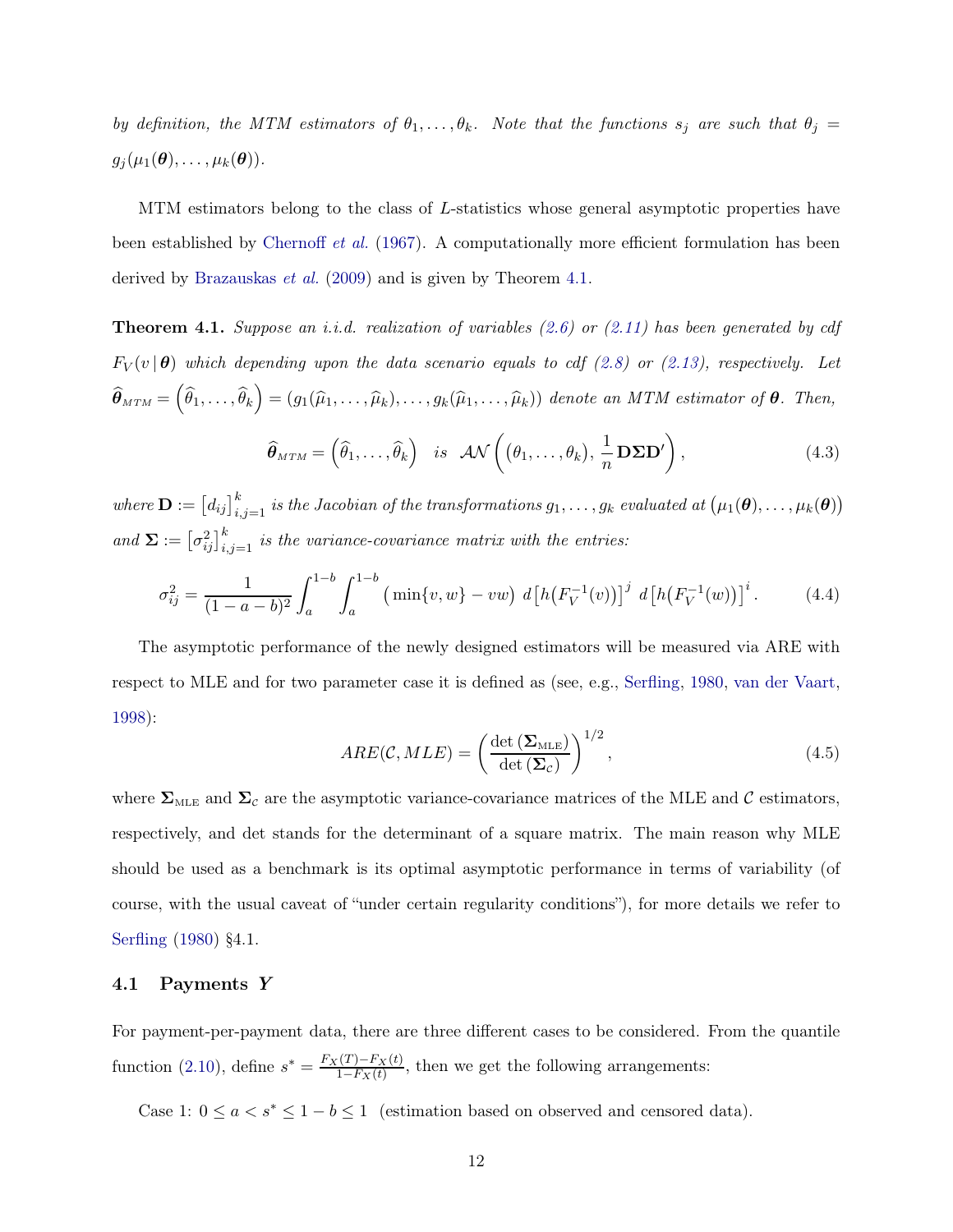*by definition, the MTM estimators of $\theta_1, \ldots, \theta_k$. Note that the functions $s_j$ are such that $\theta_j = g_j(\mu_1(\boldsymbol{\theta}), \ldots, \mu_k(\boldsymbol{\theta}))$.*

MTM estimators belong to the class of $L$-statistics whose general asymptotic properties have been established by Chernoff *et al.* (1967). A computationally more efficient formulation has been derived by Brazauskas *et al.* (2009) and is given by Theorem 4.1.

**Theorem 4.1.** *Suppose an i.i.d. realization of variables (2.6) or (2.11) has been generated by cdf $F_V(v \,|\, \boldsymbol{\theta})$ which depending upon the data scenario equals to cdf (2.8) or (2.13), respectively. Let $\widehat{\boldsymbol{\theta}}_{MTM} = \left(\widehat{\theta}_1, \ldots, \widehat{\theta}_k\right) = (g_1(\widehat{\mu}_1, \ldots, \widehat{\mu}_k), \ldots, g_k(\widehat{\mu}_1, \ldots, \widehat{\mu}_k))$ denote an MTM estimator of $\boldsymbol{\theta}$. Then,*

$$\widehat{\boldsymbol{\theta}}_{MTM} = \left(\widehat{\theta}_1, \ldots, \widehat{\theta}_k\right) \quad \textit{is} \quad \mathcal{AN}\left( (\theta_1, \ldots, \theta_k), \, \frac{1}{n} \mathbf{D} \boldsymbol{\Sigma} \mathbf{D}' \right), \tag{4.3}$$

*where $\mathbf{D} := \left[d_{ij}\right]_{i,j=1}^{k}$ is the Jacobian of the transformations $g_1, \ldots, g_k$ evaluated at $\left(\mu_1(\boldsymbol{\theta}), \ldots, \mu_k(\boldsymbol{\theta})\right)$ and $\boldsymbol{\Sigma} := \left[\sigma_{ij}^2\right]_{i,j=1}^{k}$ is the variance-covariance matrix with the entries:*

$$\sigma_{ij}^2 = \frac{1}{(1-a-b)^2} \int_a^{1-b} \int_a^{1-b} \left( \min\{v, w\} - vw \right) \, d\left[h\big(F_V^{-1}(v)\big)\right]^j \, d\left[h\big(F_V^{-1}(w)\big)\right]^i. \tag{4.4}$$

The asymptotic performance of the newly designed estimators will be measured via ARE with respect to MLE and for two parameter case it is defined as (see, e.g., Serfling, 1980, van der Vaart, 1998):

$$ARE(\mathcal{C}, MLE) = \left( \frac{\det\left(\boldsymbol{\Sigma}_{\text{MLE}}\right)}{\det\left(\boldsymbol{\Sigma}_{\mathcal{C}}\right)} \right)^{1/2}, \tag{4.5}$$

where $\boldsymbol{\Sigma}_{\text{MLE}}$ and $\boldsymbol{\Sigma}_{\mathcal{C}}$ are the asymptotic variance-covariance matrices of the MLE and $\mathcal{C}$ estimators, respectively, and det stands for the determinant of a square matrix. The main reason why MLE should be used as a benchmark is its optimal asymptotic performance in terms of variability (of course, with the usual caveat of "under certain regularity conditions"), for more details we refer to Serfling (1980) §4.1.

## 4.1 Payments $Y$

For payment-per-payment data, there are three different cases to be considered. From the quantile function (2.10), define $s^* = \frac{F_X(T) - F_X(t)}{1 - F_X(t)}$, then we get the following arrangements:

Case 1: $0 \leq a < s^* \leq 1 - b \leq 1$ (estimation based on observed and censored data).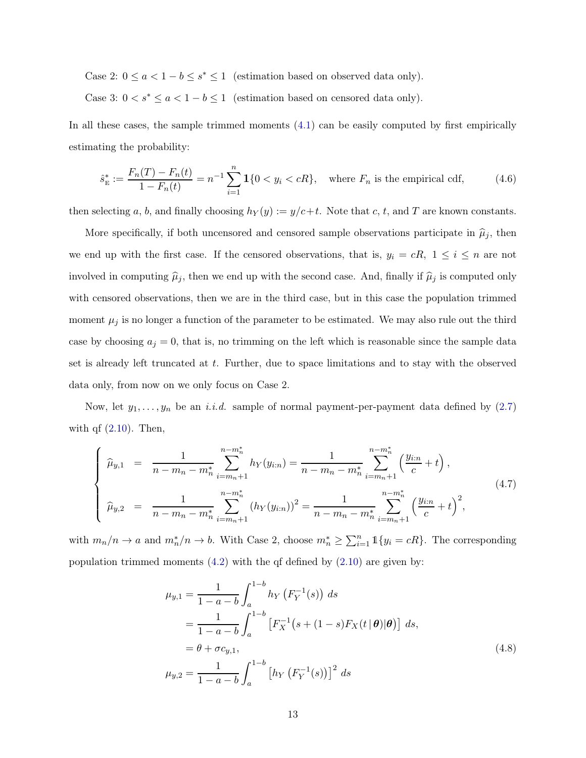Case 2: $0 \le a < 1-b \le s^* \le 1$ (estimation based on observed data only).

Case 3: $0 < s^* \le a < 1-b \le 1$ (estimation based on censored data only).

In all these cases, the sample trimmed moments (4.1) can be easily computed by first empirically estimating the probability:

$$
\hat{s}^*_{\rm E} := \frac{F_n(T) - F_n(t)}{1 - F_n(t)} = n^{-1} \sum_{i=1}^{n} \mathbf{1}\{0 < y_i < cR\}, \quad \text{where } F_n \text{ is the empirical cdf,} \tag{4.6}
$$

then selecting $a$, $b$, and finally choosing $h_Y(y) := y/c + t$. Note that $c$, $t$, and $T$ are known constants.

More specifically, if both uncensored and censored sample observations participate in $\widehat{\mu}_j$, then we end up with the first case. If the censored observations, that is, $y_i = cR$, $1 \le i \le n$ are not involved in computing $\widehat{\mu}_j$, then we end up with the second case. And, finally if $\widehat{\mu}_j$ is computed only with censored observations, then we are in the third case, but in this case the population trimmed moment $\mu_j$ is no longer a function of the parameter to be estimated. We may also rule out the third case by choosing $a_j = 0$, that is, no trimming on the left which is reasonable since the sample data set is already left truncated at $t$. Further, due to space limitations and to stay with the observed data only, from now on we only focus on Case 2.

Now, let $y_1, \ldots, y_n$ be an *i.i.d.* sample of normal payment-per-payment data defined by (2.7) with qf (2.10). Then,

$$
\begin{cases}
\widehat{\mu}_{y,1} = \dfrac{1}{n - m_n - m_n^*} \displaystyle\sum_{i=m_n+1}^{n-m_n^*} h_Y(y_{i:n}) = \dfrac{1}{n - m_n - m_n^*} \displaystyle\sum_{i=m_n+1}^{n-m_n^*} \left( \dfrac{y_{i:n}}{c} + t \right), \\[2ex]
\widehat{\mu}_{y,2} = \dfrac{1}{n - m_n - m_n^*} \displaystyle\sum_{i=m_n+1}^{n-m_n^*} (h_Y(y_{i:n}))^2 = \dfrac{1}{n - m_n - m_n^*} \displaystyle\sum_{i=m_n+1}^{n-m_n^*} \left( \dfrac{y_{i:n}}{c} + t \right)^2,
\end{cases} \tag{4.7}
$$

with $m_n/n \to a$ and $m_n^*/n \to b$. With Case 2, choose $m_n^* \ge \sum_{i=1}^{n} \mathbb{1}\{y_i = cR\}$. The corresponding population trimmed moments (4.2) with the qf defined by (2.10) are given by:

$$
\begin{aligned}
\mu_{y,1} &= \frac{1}{1-a-b} \int_a^{1-b} h_Y\left(F_Y^{-1}(s)\right) \, ds \\
&= \frac{1}{1-a-b} \int_a^{1-b} \left[ F_X^{-1}\big(s + (1-s) F_X(t \,|\, \boldsymbol{\theta}) | \boldsymbol{\theta}\big) \right] ds, \\
&= \theta + \sigma c_{y,1}, \\
\mu_{y,2} &= \frac{1}{1-a-b} \int_a^{1-b} \left[ h_Y\left(F_Y^{-1}(s)\right) \right]^2 ds
\end{aligned} \tag{4.8}
$$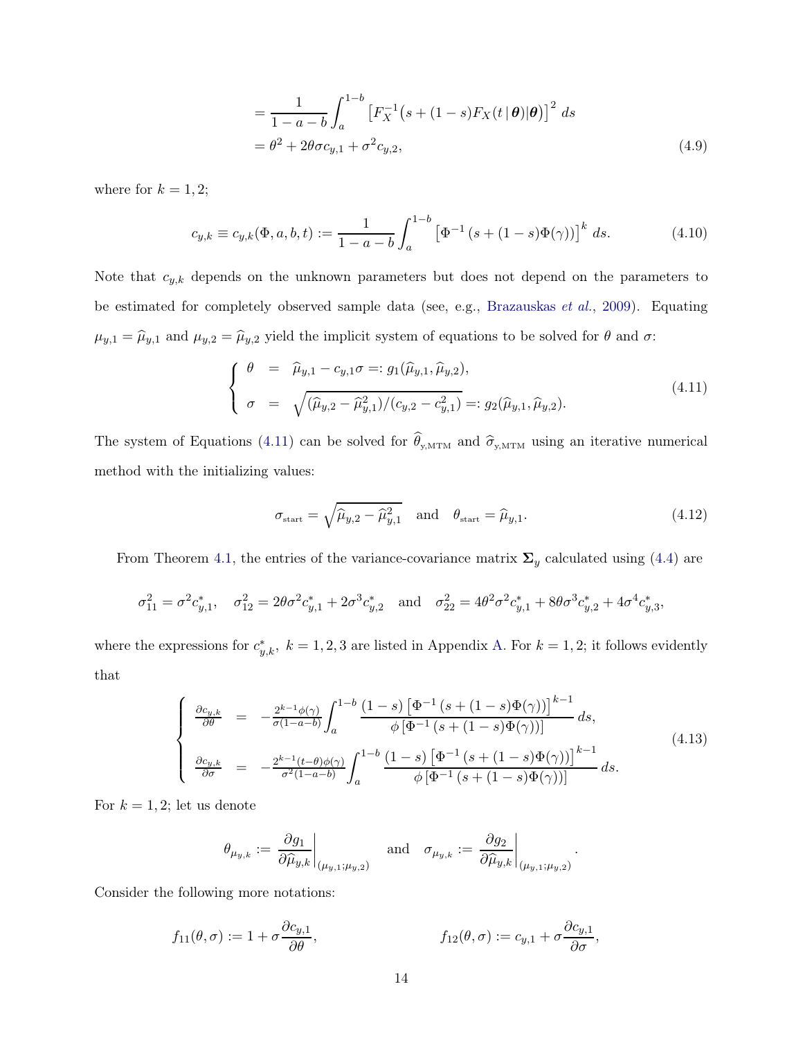$$
\begin{aligned}
&= \frac{1}{1-a-b}\int_a^{1-b} \left[F_X^{-1}\big(s+(1-s)F_X(t\,|\,\boldsymbol{\theta})|\boldsymbol{\theta}\big)\right]^2\,ds \\
&= \theta^2 + 2\theta\sigma c_{y,1} + \sigma^2 c_{y,2}, \qquad (4.9)
\end{aligned}
$$

where for $k = 1, 2$;

$$
c_{y,k} \equiv c_{y,k}(\Phi, a, b, t) := \frac{1}{1-a-b}\int_a^{1-b} \left[\Phi^{-1}\left(s+(1-s)\Phi(\gamma)\right)\right]^k\,ds. \qquad (4.10)
$$

Note that $c_{y,k}$ depends on the unknown parameters but does not depend on the parameters to be estimated for completely observed sample data (see, e.g., Brazauskas *et al.*, 2009). Equating $\mu_{y,1} = \widehat{\mu}_{y,1}$ and $\mu_{y,2} = \widehat{\mu}_{y,2}$ yield the implicit system of equations to be solved for $\theta$ and $\sigma$:

$$
\left\{
\begin{array}{lcl}
\theta &=& \widehat{\mu}_{y,1} - c_{y,1}\sigma =: g_1(\widehat{\mu}_{y,1}, \widehat{\mu}_{y,2}), \\
\sigma &=& \sqrt{(\widehat{\mu}_{y,2} - \widehat{\mu}_{y,1}^2)/(c_{y,2} - c_{y,1}^2)} =: g_2(\widehat{\mu}_{y,1}, \widehat{\mu}_{y,2}).
\end{array}
\right. \qquad (4.11)
$$

The system of Equations (4.11) can be solved for $\widehat{\theta}_{\text{y,MTM}}$ and $\widehat{\sigma}_{\text{y,MTM}}$ using an iterative numerical method with the initializing values:

$$
\sigma_{\text{start}} = \sqrt{\widehat{\mu}_{y,2} - \widehat{\mu}_{y,1}^2} \quad \text{and} \quad \theta_{\text{start}} = \widehat{\mu}_{y,1}. \qquad (4.12)
$$

From Theorem 4.1, the entries of the variance-covariance matrix $\boldsymbol{\Sigma}_y$ calculated using (4.4) are

$$
\sigma_{11}^2 = \sigma^2 c_{y,1}^*, \quad \sigma_{12}^2 = 2\theta\sigma^2 c_{y,1}^* + 2\sigma^3 c_{y,2}^* \quad \text{and} \quad \sigma_{22}^2 = 4\theta^2\sigma^2 c_{y,1}^* + 8\theta\sigma^3 c_{y,2}^* + 4\sigma^4 c_{y,3}^*,
$$

where the expressions for $c_{y,k}^*$, $k = 1, 2, 3$ are listed in Appendix A. For $k = 1, 2$; it follows evidently that

$$
\left\{
\begin{array}{lcl}
\frac{\partial c_{y,k}}{\partial \theta} &=& -\frac{2^{k-1}\phi(\gamma)}{\sigma(1-a-b)}\displaystyle\int_a^{1-b} \frac{(1-s)\left[\Phi^{-1}\left(s+(1-s)\Phi(\gamma)\right)\right]^{k-1}}{\phi\left[\Phi^{-1}\left(s+(1-s)\Phi(\gamma)\right)\right]}\,ds, \\
\frac{\partial c_{y,k}}{\partial \sigma} &=& -\frac{2^{k-1}(t-\theta)\phi(\gamma)}{\sigma^2(1-a-b)}\displaystyle\int_a^{1-b} \frac{(1-s)\left[\Phi^{-1}\left(s+(1-s)\Phi(\gamma)\right)\right]^{k-1}}{\phi\left[\Phi^{-1}\left(s+(1-s)\Phi(\gamma)\right)\right]}\,ds.
\end{array}
\right. \qquad (4.13)
$$

For $k = 1, 2$; let us denote

$$
\theta_{\mu_{y,k}} := \left.\frac{\partial g_1}{\partial \widehat{\mu}_{y,k}}\right|_{(\mu_{y,1};\mu_{y,2})} \quad \text{and} \quad \sigma_{\mu_{y,k}} := \left.\frac{\partial g_2}{\partial \widehat{\mu}_{y,k}}\right|_{(\mu_{y,1};\mu_{y,2})}.
$$

Consider the following more notations:

$$
f_{11}(\theta,\sigma) := 1 + \sigma\frac{\partial c_{y,1}}{\partial \theta}, \qquad\qquad f_{12}(\theta,\sigma) := c_{y,1} + \sigma\frac{\partial c_{y,1}}{\partial \sigma},
$$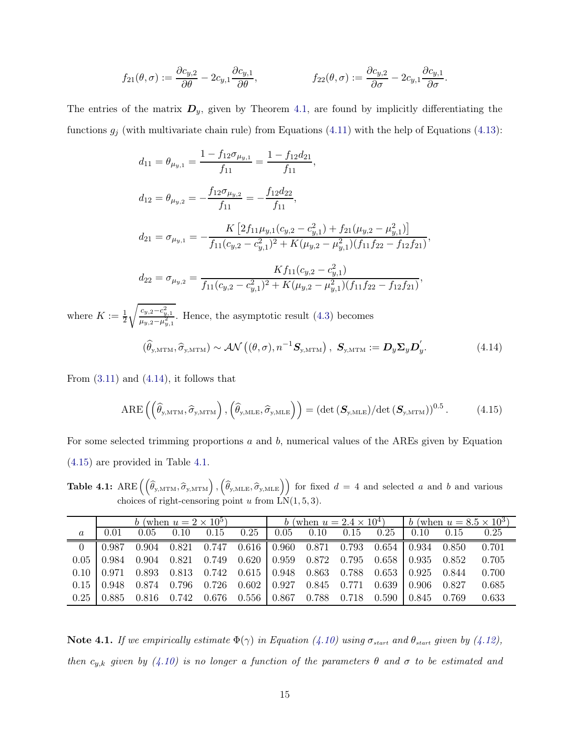$$f_{21}(\theta,\sigma) := \frac{\partial c_{y,2}}{\partial \theta} - 2c_{y,1}\frac{\partial c_{y,1}}{\partial \theta}, \qquad f_{22}(\theta,\sigma) := \frac{\partial c_{y,2}}{\partial \sigma} - 2c_{y,1}\frac{\partial c_{y,1}}{\partial \sigma}.$$

The entries of the matrix $\boldsymbol{D}_y$, given by Theorem 4.1, are found by implicitly differentiating the functions $g_j$ (with multivariate chain rule) from Equations (4.11) with the help of Equations (4.13):

$$d_{11} = \theta_{\mu_{y,1}} = \frac{1 - f_{12}\sigma_{\mu_{y,1}}}{f_{11}} = \frac{1 - f_{12}d_{21}}{f_{11}},$$

$$d_{12} = \theta_{\mu_{y,2}} = -\frac{f_{12}\sigma_{\mu_{y,2}}}{f_{11}} = -\frac{f_{12}d_{22}}{f_{11}},$$

$$d_{21} = \sigma_{\mu_{y,1}} = -\frac{K\left[2f_{11}\mu_{y,1}(c_{y,2} - c_{y,1}^2) + f_{21}(\mu_{y,2} - \mu_{y,1}^2)\right]}{f_{11}(c_{y,2} - c_{y,1}^2)^2 + K(\mu_{y,2} - \mu_{y,1}^2)(f_{11}f_{22} - f_{12}f_{21})},$$

$$d_{22} = \sigma_{\mu_{y,2}} = \frac{K f_{11}(c_{y,2} - c_{y,1}^2)}{f_{11}(c_{y,2} - c_{y,1}^2)^2 + K(\mu_{y,2} - \mu_{y,1}^2)(f_{11}f_{22} - f_{12}f_{21})},$$

where $K := \frac{1}{2}\sqrt{\frac{c_{y,2} - c_{y,1}^2}{\mu_{y,2} - \mu_{y,1}^2}}$. Hence, the asymptotic result (4.3) becomes

$$\left(\widehat{\theta}_{\text{y,MTM}}, \widehat{\sigma}_{\text{y,MTM}}\right) \sim \mathcal{AN}\left((\theta,\sigma), n^{-1}\boldsymbol{S}_{\text{y,MTM}}\right), \ \boldsymbol{S}_{\text{y,MTM}} := \boldsymbol{D}_y \boldsymbol{\Sigma}_y \boldsymbol{D}_y^{'}. \tag{4.14}$$

From (3.11) and (4.14), it follows that

$$\text{ARE}\left(\left(\widehat{\theta}_{\text{y,MTM}}, \widehat{\sigma}_{\text{y,MTM}}\right), \left(\widehat{\theta}_{\text{y,MLE}}, \widehat{\sigma}_{\text{y,MLE}}\right)\right) = \left(\det\left(\boldsymbol{S}_{\text{y,MLE}}\right) / \det\left(\boldsymbol{S}_{\text{y,MTM}}\right)\right)^{0.5}. \tag{4.15}$$

For some selected trimming proportions $a$ and $b$, numerical values of the AREs given by Equation (4.15) are provided in Table 4.1.

**Table 4.1:** $\text{ARE}\left(\left(\widehat{\theta}_{\text{y,MTM}}, \widehat{\sigma}_{\text{y,MTM}}\right), \left(\widehat{\theta}_{\text{y,MLE}}, \widehat{\sigma}_{\text{y,MLE}}\right)\right)$ for fixed $d = 4$ and selected $a$ and $b$ and various choices of right-censoring point $u$ from LN(1, 5, 3).

| | $b$ (when $u = 2 \times 10^5$) | | | | | $b$ (when $u = 2.4 \times 10^4$) | | | | $b$ (when $u = 8.5 \times 10^3$) | | |
|---|---|---|---|---|---|---|---|---|---|---|---|---|
| $a$ | 0.01 | 0.05 | 0.10 | 0.15 | 0.25 | 0.05 | 0.10 | 0.15 | 0.25 | 0.10 | 0.15 | 0.25 |
| 0 | 0.987 | 0.904 | 0.821 | 0.747 | 0.616 | 0.960 | 0.871 | 0.793 | 0.654 | 0.934 | 0.850 | 0.701 |
| 0.05 | 0.984 | 0.904 | 0.821 | 0.749 | 0.620 | 0.959 | 0.872 | 0.795 | 0.658 | 0.935 | 0.852 | 0.705 |
| 0.10 | 0.971 | 0.893 | 0.813 | 0.742 | 0.615 | 0.948 | 0.863 | 0.788 | 0.653 | 0.925 | 0.844 | 0.700 |
| 0.15 | 0.948 | 0.874 | 0.796 | 0.726 | 0.602 | 0.927 | 0.845 | 0.771 | 0.639 | 0.906 | 0.827 | 0.685 |
| 0.25 | 0.885 | 0.816 | 0.742 | 0.676 | 0.556 | 0.867 | 0.788 | 0.718 | 0.590 | 0.845 | 0.769 | 0.633 |

**Note 4.1.** *If we empirically estimate $\Phi(\gamma)$ in Equation (4.10) using $\sigma_{start}$ and $\theta_{start}$ given by (4.12), then $c_{y,k}$ given by (4.10) is no longer a function of the parameters $\theta$ and $\sigma$ to be estimated and*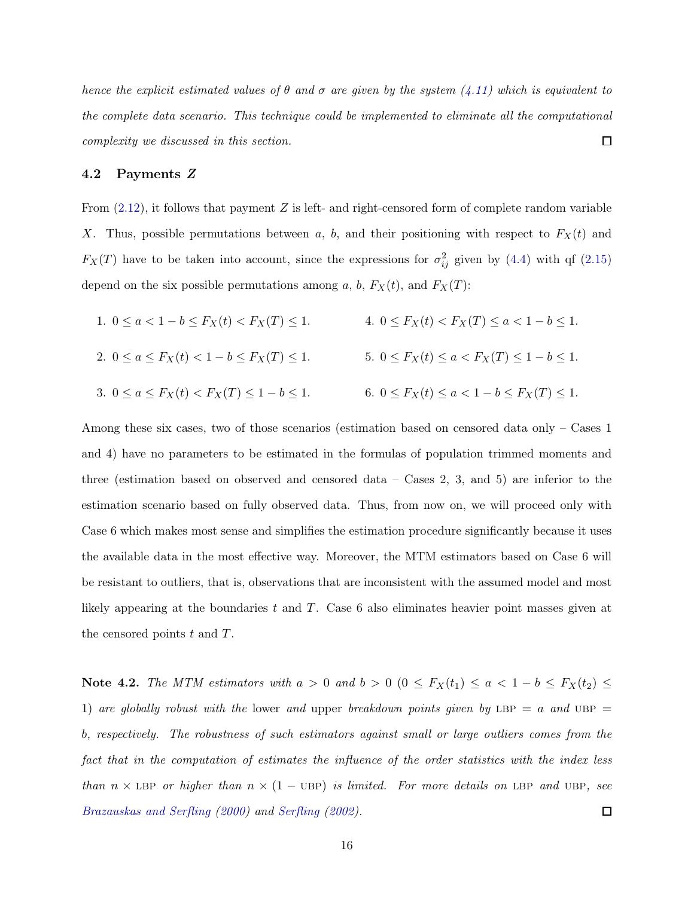*hence the explicit estimated values of $\theta$ and $\sigma$ are given by the system (4.11) which is equivalent to the complete data scenario. This technique could be implemented to eliminate all the computational complexity we discussed in this section.* □

## 4.2 Payments $Z$

From (2.12), it follows that payment $Z$ is left- and right-censored form of complete random variable $X$. Thus, possible permutations between $a$, $b$, and their positioning with respect to $F_X(t)$ and $F_X(T)$ have to be taken into account, since the expressions for $\sigma_{ij}^2$ given by (4.4) with qf (2.15) depend on the six possible permutations among $a$, $b$, $F_X(t)$, and $F_X(T)$:

1. $0 \leq a < 1 - b \leq F_X(t) < F_X(T) \leq 1$.
2. $0 \leq a \leq F_X(t) < 1 - b \leq F_X(T) \leq 1$.
3. $0 \leq a \leq F_X(t) < F_X(T) \leq 1 - b \leq 1$.
4. $0 \leq F_X(t) < F_X(T) \leq a < 1 - b \leq 1$.
5. $0 \leq F_X(t) \leq a < F_X(T) \leq 1 - b \leq 1$.
6. $0 \leq F_X(t) \leq a < 1 - b \leq F_X(T) \leq 1$.

Among these six cases, two of those scenarios (estimation based on censored data only – Cases 1 and 4) have no parameters to be estimated in the formulas of population trimmed moments and three (estimation based on observed and censored data – Cases 2, 3, and 5) are inferior to the estimation scenario based on fully observed data. Thus, from now on, we will proceed only with Case 6 which makes most sense and simplifies the estimation procedure significantly because it uses the available data in the most effective way. Moreover, the MTM estimators based on Case 6 will be resistant to outliers, that is, observations that are inconsistent with the assumed model and most likely appearing at the boundaries $t$ and $T$. Case 6 also eliminates heavier point masses given at the censored points $t$ and $T$.

**Note 4.2.** *The MTM estimators with $a > 0$ and $b > 0$ ($0 \leq F_X(t_1) \leq a < 1 - b \leq F_X(t_2) \leq 1$) are globally robust with the* lower *and* upper *breakdown points given by* LBP $= a$ *and* UBP $= b$*, respectively. The robustness of such estimators against small or large outliers comes from the fact that in the computation of estimates the influence of the order statistics with the index less than $n \times$ LBP or higher than $n \times (1 -$ UBP$)$ is limited. For more details on* LBP *and* UBP*, see Brazauskas and Serfling (2000) and Serfling (2002).* □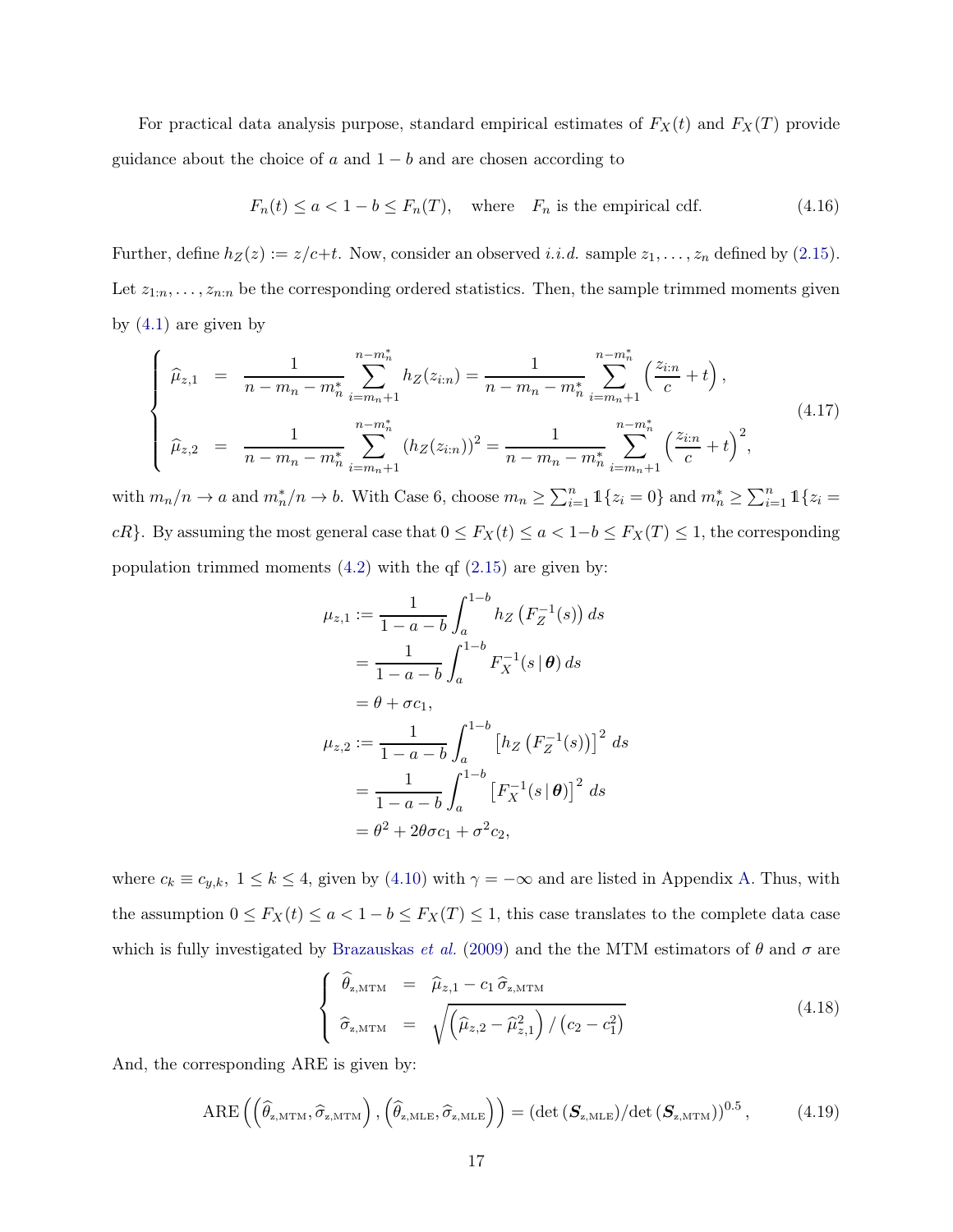For practical data analysis purpose, standard empirical estimates of $F_X(t)$ and $F_X(T)$ provide guidance about the choice of $a$ and $1-b$ and are chosen according to

$$F_n(t) \le a < 1-b \le F_n(T), \quad \text{where} \quad F_n \text{ is the empirical cdf.} \tag{4.16}$$

Further, define $h_Z(z) := z/c + t$. Now, consider an observed *i.i.d.* sample $z_1, \ldots, z_n$ defined by (2.15). Let $z_{1:n}, \ldots, z_{n:n}$ be the corresponding ordered statistics. Then, the sample trimmed moments given by (4.1) are given by

$$\begin{cases} \widehat{\mu}_{z,1} = \dfrac{1}{n-m_n-m_n^*} \displaystyle\sum_{i=m_n+1}^{n-m_n^*} h_Z(z_{i:n}) = \dfrac{1}{n-m_n-m_n^*} \displaystyle\sum_{i=m_n+1}^{n-m_n^*} \left( \dfrac{z_{i:n}}{c} + t \right), \\ \widehat{\mu}_{z,2} = \dfrac{1}{n-m_n-m_n^*} \displaystyle\sum_{i=m_n+1}^{n-m_n^*} (h_Z(z_{i:n}))^2 = \dfrac{1}{n-m_n-m_n^*} \displaystyle\sum_{i=m_n+1}^{n-m_n^*} \left( \dfrac{z_{i:n}}{c} + t \right)^2, \end{cases} \tag{4.17}$$

with $m_n/n \to a$ and $m_n^*/n \to b$. With Case 6, choose $m_n \ge \sum_{i=1}^n \mathbb{1}\{z_i = 0\}$ and $m_n^* \ge \sum_{i=1}^n \mathbb{1}\{z_i = cR\}$. By assuming the most general case that $0 \le F_X(t) \le a < 1-b \le F_X(T) \le 1$, the corresponding population trimmed moments (4.2) with the qf (2.15) are given by:

$$\begin{aligned} \mu_{z,1} &:= \frac{1}{1-a-b} \int_a^{1-b} h_Z\left(F_Z^{-1}(s)\right) ds \\ &= \frac{1}{1-a-b} \int_a^{1-b} F_X^{-1}(s \,|\, \boldsymbol{\theta})\, ds \\ &= \theta + \sigma c_1, \\ \mu_{z,2} &:= \frac{1}{1-a-b} \int_a^{1-b} \left[h_Z\left(F_Z^{-1}(s)\right)\right]^2 ds \\ &= \frac{1}{1-a-b} \int_a^{1-b} \left[F_X^{-1}(s \,|\, \boldsymbol{\theta})\right]^2 ds \\ &= \theta^2 + 2\theta\sigma c_1 + \sigma^2 c_2, \end{aligned}$$

where $c_k \equiv c_{y,k},\ 1 \le k \le 4$, given by (4.10) with $\gamma = -\infty$ and are listed in Appendix A. Thus, with the assumption $0 \le F_X(t) \le a < 1-b \le F_X(T) \le 1$, this case translates to the complete data case which is fully investigated by Brazauskas *et al.* (2009) and the the MTM estimators of $\theta$ and $\sigma$ are

$$\begin{cases} \widehat{\theta}_{\text{z,MTM}} = \widehat{\mu}_{z,1} - c_1\, \widehat{\sigma}_{\text{z,MTM}} \\ \widehat{\sigma}_{\text{z,MTM}} = \sqrt{\left(\widehat{\mu}_{z,2} - \widehat{\mu}_{z,1}^2\right) / \left(c_2 - c_1^2\right)} \end{cases} \tag{4.18}$$

And, the corresponding ARE is given by:

$$\text{ARE}\left(\left(\widehat{\theta}_{\text{z,MTM}}, \widehat{\sigma}_{\text{z,MTM}}\right), \left(\widehat{\theta}_{\text{z,MLE}}, \widehat{\sigma}_{\text{z,MLE}}\right)\right) = \left(\det\left(\boldsymbol{S}_{\text{z,MLE}}\right)/\det\left(\boldsymbol{S}_{\text{z,MTM}}\right)\right)^{0.5}, \tag{4.19}$$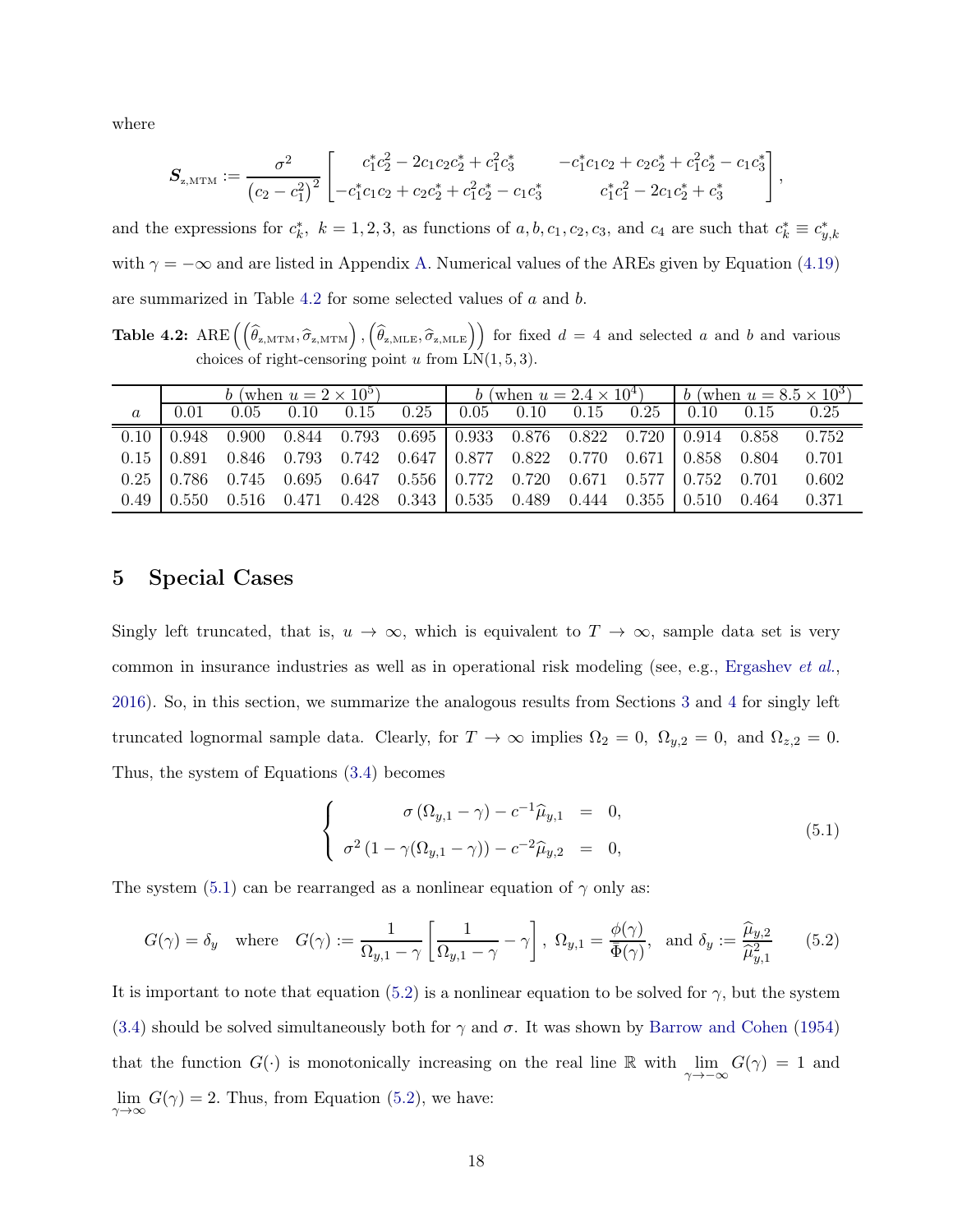where

$$
\boldsymbol{S}_{z,\text{MTM}} := \frac{\sigma^2}{\left(c_2 - c_1^2\right)^2} \begin{bmatrix} c_1^* c_2^2 - 2c_1 c_2 c_2^* + c_1^2 c_3^* & -c_1^* c_1 c_2 + c_2 c_2^* + c_1^2 c_2^* - c_1 c_3^* \\ -c_1^* c_1 c_2 + c_2 c_2^* + c_1^2 c_2^* - c_1 c_3^* & c_1^* c_1^2 - 2c_1 c_2^* + c_3^* \end{bmatrix},
$$

and the expressions for $c_k^*$, $k = 1, 2, 3$, as functions of $a, b, c_1, c_2, c_3$, and $c_4$ are such that $c_k^* \equiv c_{y,k}^*$ with $\gamma = -\infty$ and are listed in Appendix A. Numerical values of the AREs given by Equation (4.19) are summarized in Table 4.2 for some selected values of $a$ and $b$.

**Table 4.2:** ARE $\left(\left(\widehat{\theta}_{z,\text{MTM}}, \widehat{\sigma}_{z,\text{MTM}}\right), \left(\widehat{\theta}_{z,\text{MLE}}, \widehat{\sigma}_{z,\text{MLE}}\right)\right)$ for fixed $d = 4$ and selected $a$ and $b$ and various choices of right-censoring point $u$ from LN(1, 5, 3).

| | $b$ (when $u = 2 \times 10^5$) | | | | | $b$ (when $u = 2.4 \times 10^4$) | | | | $b$ (when $u = 8.5 \times 10^3$) | | |
|---|---|---|---|---|---|---|---|---|---|---|---|---|
| $a$ | 0.01 | 0.05 | 0.10 | 0.15 | 0.25 | 0.05 | 0.10 | 0.15 | 0.25 | 0.10 | 0.15 | 0.25 |
| 0.10 | 0.948 | 0.900 | 0.844 | 0.793 | 0.695 | 0.933 | 0.876 | 0.822 | 0.720 | 0.914 | 0.858 | 0.752 |
| 0.15 | 0.891 | 0.846 | 0.793 | 0.742 | 0.647 | 0.877 | 0.822 | 0.770 | 0.671 | 0.858 | 0.804 | 0.701 |
| 0.25 | 0.786 | 0.745 | 0.695 | 0.647 | 0.556 | 0.772 | 0.720 | 0.671 | 0.577 | 0.752 | 0.701 | 0.602 |
| 0.49 | 0.550 | 0.516 | 0.471 | 0.428 | 0.343 | 0.535 | 0.489 | 0.444 | 0.355 | 0.510 | 0.464 | 0.371 |

# 5 Special Cases

Singly left truncated, that is, $u \to \infty$, which is equivalent to $T \to \infty$, sample data set is very common in insurance industries as well as in operational risk modeling (see, e.g., Ergashev *et al.*, 2016). So, in this section, we summarize the analogous results from Sections 3 and 4 for singly left truncated lognormal sample data. Clearly, for $T \to \infty$ implies $\Omega_2 = 0$, $\Omega_{y,2} = 0$, and $\Omega_{z,2} = 0$. Thus, the system of Equations (3.4) becomes

$$
\begin{cases} \sigma\left(\Omega_{y,1} - \gamma\right) - c^{-1}\widehat{\mu}_{y,1} &= 0, \\ \sigma^2\left(1 - \gamma(\Omega_{y,1} - \gamma)\right) - c^{-2}\widehat{\mu}_{y,2} &= 0, \end{cases} \tag{5.1}
$$

The system (5.1) can be rearranged as a nonlinear equation of $\gamma$ only as:

$$
G(\gamma) = \delta_y \quad \text{where} \quad G(\gamma) := \frac{1}{\Omega_{y,1} - \gamma}\left[\frac{1}{\Omega_{y,1} - \gamma} - \gamma\right], \; \Omega_{y,1} = \frac{\phi(\gamma)}{\Phi(\gamma)}, \; \text{ and } \delta_y := \frac{\widehat{\mu}_{y,2}}{\widehat{\mu}_{y,1}^2} \tag{5.2}
$$

It is important to note that equation (5.2) is a nonlinear equation to be solved for $\gamma$, but the system (3.4) should be solved simultaneously both for $\gamma$ and $\sigma$. It was shown by Barrow and Cohen (1954) that the function $G(\cdot)$ is monotonically increasing on the real line $\mathbb{R}$ with $\lim_{\gamma \to -\infty} G(\gamma) = 1$ and $\lim_{\gamma \to \infty} G(\gamma) = 2$. Thus, from Equation (5.2), we have: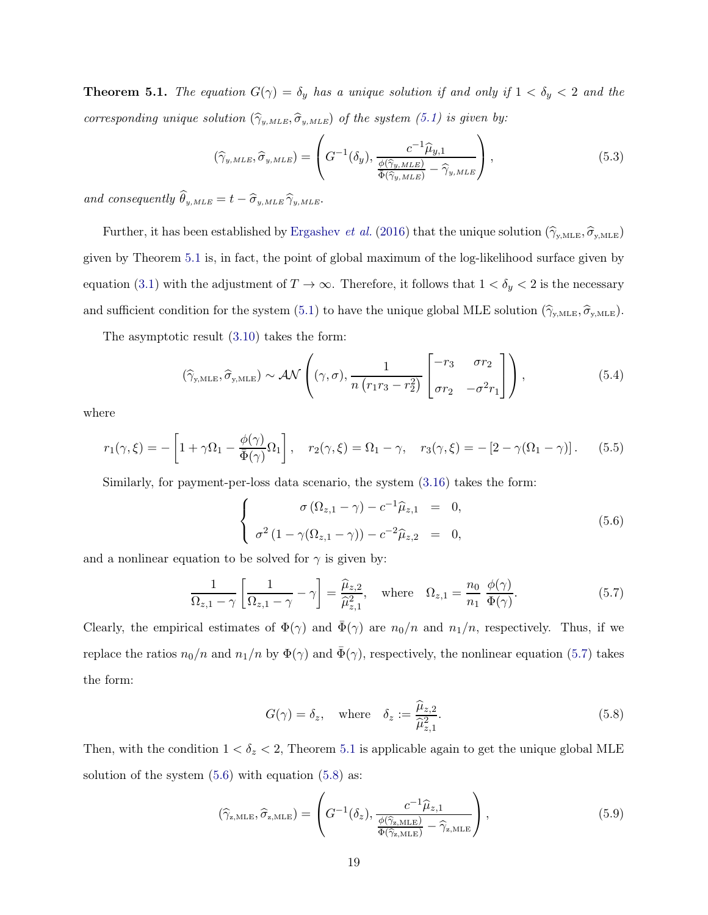**Theorem 5.1.** *The equation $G(\gamma) = \delta_y$ has a unique solution if and only if $1 < \delta_y < 2$ and the corresponding unique solution $(\widehat{\gamma}_{y,MLE}, \widehat{\sigma}_{y,MLE})$ of the system (5.1) is given by:*

$$(\widehat{\gamma}_{y,MLE}, \widehat{\sigma}_{y,MLE}) = \left( G^{-1}(\delta_y), \, \frac{c^{-1}\widehat{\mu}_{y,1}}{\frac{\phi(\widehat{\gamma}_{y,MLE})}{\bar{\Phi}(\widehat{\gamma}_{y,MLE})} - \widehat{\gamma}_{y,MLE}} \right), \tag{5.3}$$

*and consequently $\widehat{\theta}_{y,MLE} = t - \widehat{\sigma}_{y,MLE}\,\widehat{\gamma}_{y,MLE}$.*

Further, it has been established by Ergashev *et al.* (2016) that the unique solution $(\widehat{\gamma}_{\text{y,MLE}}, \widehat{\sigma}_{\text{y,MLE}})$ given by Theorem 5.1 is, in fact, the point of global maximum of the log-likelihood surface given by equation (3.1) with the adjustment of $T \to \infty$. Therefore, it follows that $1 < \delta_y < 2$ is the necessary and sufficient condition for the system (5.1) to have the unique global MLE solution $(\widehat{\gamma}_{\text{y,MLE}}, \widehat{\sigma}_{\text{y,MLE}})$.

The asymptotic result (3.10) takes the form:

$$(\widehat{\gamma}_{\text{y,MLE}}, \widehat{\sigma}_{\text{y,MLE}}) \sim \mathcal{AN}\left( (\gamma, \sigma), \frac{1}{n\left(r_1 r_3 - r_2^2\right)} \begin{bmatrix} -r_3 & \sigma r_2 \\ \sigma r_2 & -\sigma^2 r_1 \end{bmatrix} \right), \tag{5.4}$$

where

$$r_1(\gamma, \xi) = -\left[ 1 + \gamma \Omega_1 - \frac{\phi(\gamma)}{\bar{\Phi}(\gamma)} \Omega_1 \right], \quad r_2(\gamma, \xi) = \Omega_1 - \gamma, \quad r_3(\gamma, \xi) = -\left[ 2 - \gamma(\Omega_1 - \gamma) \right]. \tag{5.5}$$

Similarly, for payment-per-loss data scenario, the system (3.16) takes the form:

$$\begin{cases} \sigma\left(\Omega_{z,1} - \gamma\right) - c^{-1}\widehat{\mu}_{z,1} &= 0, \\ \sigma^2\left(1 - \gamma(\Omega_{z,1} - \gamma)\right) - c^{-2}\widehat{\mu}_{z,2} &= 0, \end{cases} \tag{5.6}$$

and a nonlinear equation to be solved for $\gamma$ is given by:

$$\frac{1}{\Omega_{z,1} - \gamma}\left[ \frac{1}{\Omega_{z,1} - \gamma} - \gamma \right] = \frac{\widehat{\mu}_{z,2}}{\widehat{\mu}_{z,1}^2}, \quad \text{where} \quad \Omega_{z,1} = \frac{n_0}{n_1}\,\frac{\phi(\gamma)}{\Phi(\gamma)}. \tag{5.7}$$

Clearly, the empirical estimates of $\Phi(\gamma)$ and $\bar{\Phi}(\gamma)$ are $n_0/n$ and $n_1/n$, respectively. Thus, if we replace the ratios $n_0/n$ and $n_1/n$ by $\Phi(\gamma)$ and $\bar{\Phi}(\gamma)$, respectively, the nonlinear equation (5.7) takes the form:

$$G(\gamma) = \delta_z, \quad \text{where} \quad \delta_z := \frac{\widehat{\mu}_{z,2}}{\widehat{\mu}_{z,1}^2}. \tag{5.8}$$

Then, with the condition $1 < \delta_z < 2$, Theorem 5.1 is applicable again to get the unique global MLE solution of the system (5.6) with equation (5.8) as:

$$(\widehat{\gamma}_{\text{z,MLE}}, \widehat{\sigma}_{\text{z,MLE}}) = \left( G^{-1}(\delta_z), \, \frac{c^{-1}\widehat{\mu}_{z,1}}{\frac{\phi(\widehat{\gamma}_{\text{z,MLE}})}{\bar{\Phi}(\widehat{\gamma}_{\text{z,MLE}})} - \widehat{\gamma}_{\text{z,MLE}}} \right), \tag{5.9}$$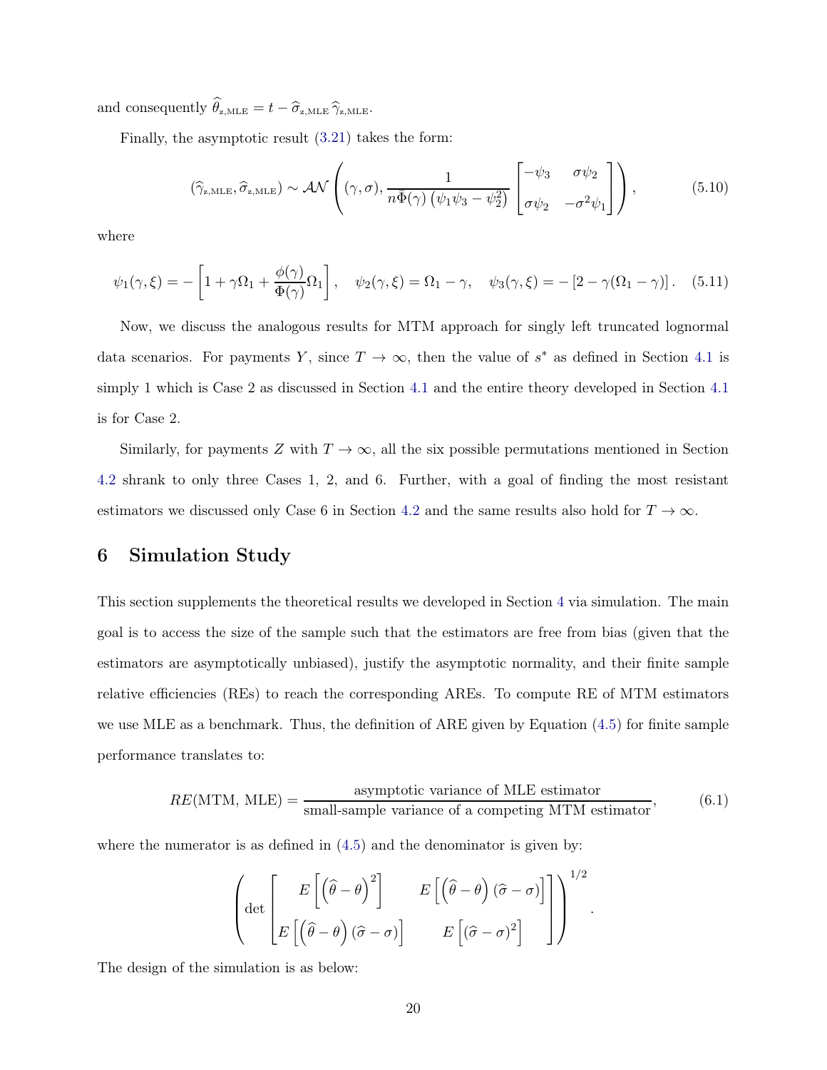and consequently $\widehat{\theta}_{\rm z,MLE} = t - \widehat{\sigma}_{\rm z,MLE}\, \widehat{\gamma}_{\rm z,MLE}$.

Finally, the asymptotic result (3.21) takes the form:

$$
\left(\widehat{\gamma}_{\rm z,MLE}, \widehat{\sigma}_{\rm z,MLE}\right) \sim \mathcal{AN}\left( (\gamma, \sigma), \frac{1}{n\bar{\Phi}(\gamma)\left(\psi_1\psi_3 - \psi_2^2\right)} \begin{bmatrix} -\psi_3 & \sigma\psi_2 \\ \sigma\psi_2 & -\sigma^2\psi_1 \end{bmatrix} \right), \tag{5.10}
$$

where

$$
\psi_1(\gamma, \xi) = -\left[1 + \gamma\Omega_1 + \frac{\phi(\gamma)}{\Phi(\gamma)}\Omega_1\right], \quad \psi_2(\gamma, \xi) = \Omega_1 - \gamma, \quad \psi_3(\gamma, \xi) = -\left[2 - \gamma(\Omega_1 - \gamma)\right]. \tag{5.11}
$$

Now, we discuss the analogous results for MTM approach for singly left truncated lognormal data scenarios. For payments $Y$, since $T \to \infty$, then the value of $s^*$ as defined in Section 4.1 is simply 1 which is Case 2 as discussed in Section 4.1 and the entire theory developed in Section 4.1 is for Case 2.

Similarly, for payments $Z$ with $T \to \infty$, all the six possible permutations mentioned in Section 4.2 shrank to only three Cases 1, 2, and 6. Further, with a goal of finding the most resistant estimators we discussed only Case 6 in Section 4.2 and the same results also hold for $T \to \infty$.

## 6 Simulation Study

This section supplements the theoretical results we developed in Section 4 via simulation. The main goal is to access the size of the sample such that the estimators are free from bias (given that the estimators are asymptotically unbiased), justify the asymptotic normality, and their finite sample relative efficiencies (REs) to reach the corresponding AREs. To compute RE of MTM estimators we use MLE as a benchmark. Thus, the definition of ARE given by Equation (4.5) for finite sample performance translates to:

$$
RE(\text{MTM, MLE}) = \frac{\text{asymptotic variance of MLE estimator}}{\text{small-sample variance of a competing MTM estimator}}, \tag{6.1}
$$

where the numerator is as defined in (4.5) and the denominator is given by:

$$
\left( \det \begin{bmatrix} E\left[\left(\widehat{\theta} - \theta\right)^2\right] & E\left[\left(\widehat{\theta} - \theta\right)(\widehat{\sigma} - \sigma)\right] \\ E\left[\left(\widehat{\theta} - \theta\right)(\widehat{\sigma} - \sigma)\right] & E\left[(\widehat{\sigma} - \sigma)^2\right] \end{bmatrix} \right)^{1/2}.
$$

The design of the simulation is as below: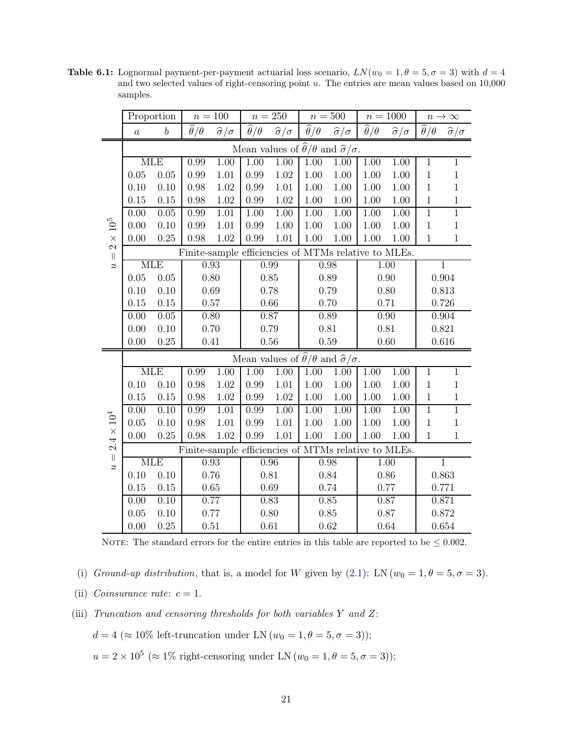**Table 6.1:** Lognormal payment-per-payment actuarial loss scenario, $LN(w_0 = 1, \theta = 5, \sigma = 3)$ with $d = 4$ and two selected values of right-censoring point $u$. The entries are mean values based on 10,000 samples.

| | Proportion | | $n = 100$ | | $n = 250$ | | $n = 500$ | | $n = 1000$ | | $n \to \infty$ | |
|---|---|---|---|---|---|---|---|---|---|---|---|---|
| | $a$ | $b$ | $\widehat{\theta}/\theta$ | $\widehat{\sigma}/\sigma$ | $\widehat{\theta}/\theta$ | $\widehat{\sigma}/\sigma$ | $\widehat{\theta}/\theta$ | $\widehat{\sigma}/\sigma$ | $\widehat{\theta}/\theta$ | $\widehat{\sigma}/\sigma$ | $\widehat{\theta}/\theta$ | $\widehat{\sigma}/\sigma$ |
| $u = 2 \times 10^5$ | Mean values of $\widehat{\theta}/\theta$ and $\widehat{\sigma}/\sigma$. | | | | | | | | | | | |
| | MLE | | 0.99 | 1.00 | 1.00 | 1.00 | 1.00 | 1.00 | 1.00 | 1.00 | 1 | 1 |
| | 0.05 | 0.05 | 0.99 | 1.01 | 0.99 | 1.02 | 1.00 | 1.00 | 1.00 | 1.00 | 1 | 1 |
| | 0.10 | 0.10 | 0.98 | 1.02 | 0.99 | 1.01 | 1.00 | 1.00 | 1.00 | 1.00 | 1 | 1 |
| | 0.15 | 0.15 | 0.98 | 1.02 | 0.99 | 1.02 | 1.00 | 1.00 | 1.00 | 1.00 | 1 | 1 |
| | 0.00 | 0.05 | 0.99 | 1.01 | 1.00 | 1.00 | 1.00 | 1.00 | 1.00 | 1.00 | 1 | 1 |
| | 0.00 | 0.10 | 0.99 | 1.01 | 0.99 | 1.00 | 1.00 | 1.00 | 1.00 | 1.00 | 1 | 1 |
| | 0.00 | 0.25 | 0.98 | 1.02 | 0.99 | 1.01 | 1.00 | 1.00 | 1.00 | 1.00 | 1 | 1 |
| | Finite-sample efficiencies of MTMs relative to MLEs. | | | | | | | | | | | |
| | MLE | | 0.93 | | 0.99 | | 0.98 | | 1.00 | | 1 | |
| | 0.05 | 0.05 | 0.80 | | 0.85 | | 0.89 | | 0.90 | | 0.904 | |
| | 0.10 | 0.10 | 0.69 | | 0.78 | | 0.79 | | 0.80 | | 0.813 | |
| | 0.15 | 0.15 | 0.57 | | 0.66 | | 0.70 | | 0.71 | | 0.726 | |
| | 0.00 | 0.05 | 0.80 | | 0.87 | | 0.89 | | 0.90 | | 0.904 | |
| | 0.00 | 0.10 | 0.70 | | 0.79 | | 0.81 | | 0.81 | | 0.821 | |
| | 0.00 | 0.25 | 0.41 | | 0.56 | | 0.59 | | 0.60 | | 0.616 | |
| $u = 2.4 \times 10^4$ | Mean values of $\widehat{\theta}/\theta$ and $\widehat{\sigma}/\sigma$. | | | | | | | | | | | |
| | MLE | | 0.99 | 1.00 | 1.00 | 1.00 | 1.00 | 1.00 | 1.00 | 1.00 | 1 | 1 |
| | 0.10 | 0.10 | 0.98 | 1.02 | 0.99 | 1.01 | 1.00 | 1.00 | 1.00 | 1.00 | 1 | 1 |
| | 0.15 | 0.15 | 0.98 | 1.02 | 0.99 | 1.02 | 1.00 | 1.00 | 1.00 | 1.00 | 1 | 1 |
| | 0.00 | 0.10 | 0.99 | 1.01 | 0.99 | 1.00 | 1.00 | 1.00 | 1.00 | 1.00 | 1 | 1 |
| | 0.05 | 0.10 | 0.98 | 1.01 | 0.99 | 1.01 | 1.00 | 1.00 | 1.00 | 1.00 | 1 | 1 |
| | 0.00 | 0.25 | 0.98 | 1.02 | 0.99 | 1.01 | 1.00 | 1.00 | 1.00 | 1.00 | 1 | 1 |
| | Finite-sample efficiencies of MTMs relative to MLEs. | | | | | | | | | | | |
| | MLE | | 0.93 | | 0.96 | | 0.98 | | 1.00 | | 1 | |
| | 0.10 | 0.10 | 0.76 | | 0.81 | | 0.84 | | 0.86 | | 0.863 | |
| | 0.15 | 0.15 | 0.65 | | 0.69 | | 0.74 | | 0.77 | | 0.771 | |
| | 0.00 | 0.10 | 0.77 | | 0.83 | | 0.85 | | 0.87 | | 0.871 | |
| | 0.05 | 0.10 | 0.77 | | 0.80 | | 0.85 | | 0.87 | | 0.872 | |
| | 0.00 | 0.25 | 0.51 | | 0.61 | | 0.62 | | 0.64 | | 0.654 | |

NOTE: The standard errors for the entire entries in this table are reported to be $\leq 0.002$.

(i) *Ground-up distribution*, that is, a model for $W$ given by (2.1): $\text{LN}(w_0 = 1, \theta = 5, \sigma = 3)$.

(ii) *Coinsurance rate*: $c = 1$.

(iii) *Truncation and censoring thresholds for both variables $Y$ and $Z$*:

$d = 4$ ($\approx 10\%$ left-truncation under $\text{LN}(w_0 = 1, \theta = 5, \sigma = 3)$);

$u = 2 \times 10^5$ ($\approx 1\%$ right-censoring under $\text{LN}(w_0 = 1, \theta = 5, \sigma = 3)$);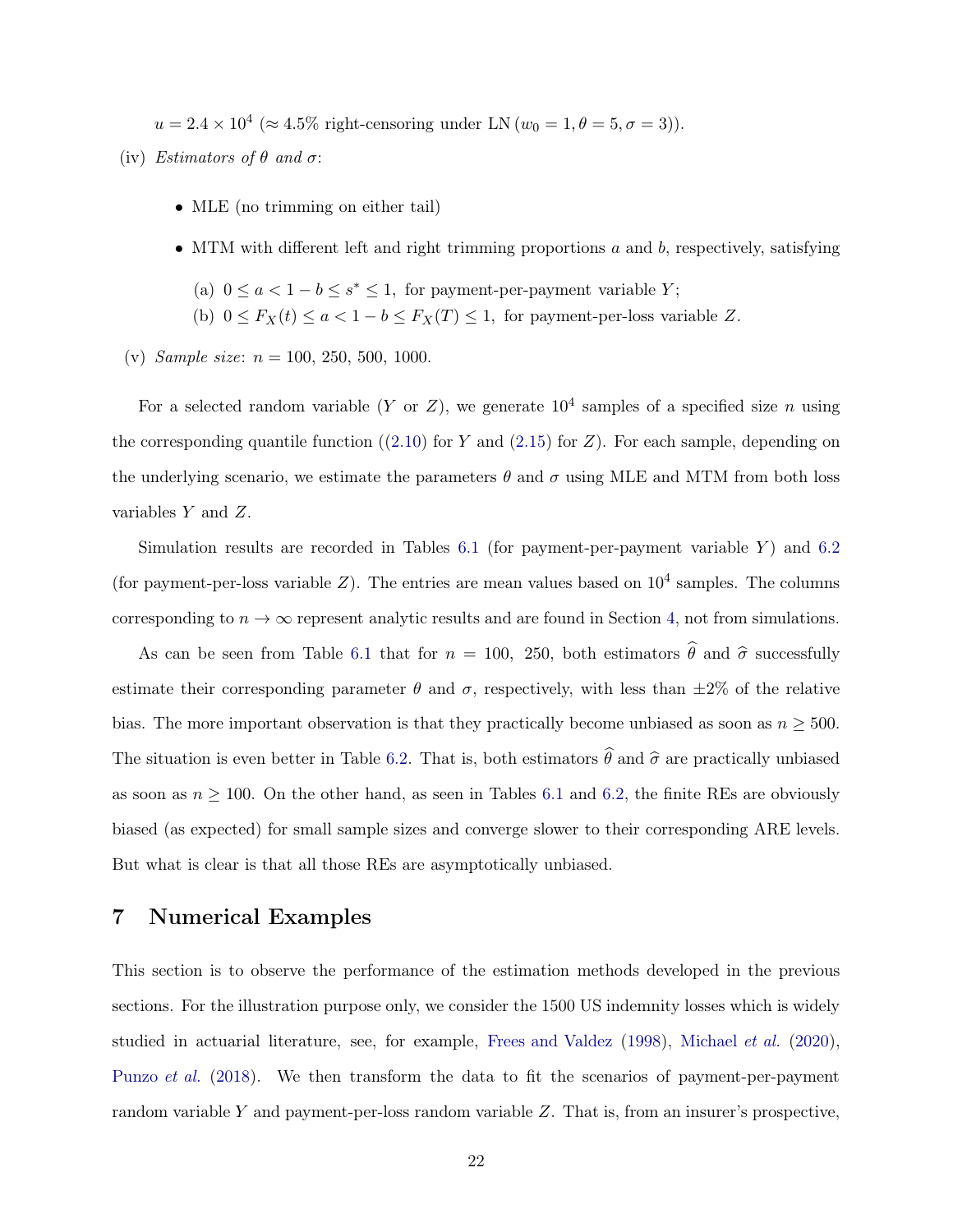$u = 2.4 \times 10^4$ ($\approx 4.5\%$ right-censoring under LN $(w_0 = 1, \theta = 5, \sigma = 3)$).

(iv) *Estimators of $\theta$ and $\sigma$*:

- MLE (no trimming on either tail)
- MTM with different left and right trimming proportions $a$ and $b$, respectively, satisfying
  - (a) $0 \leq a < 1 - b \leq s^* \leq 1,$ for payment-per-payment variable $Y$;
  - (b) $0 \leq F_X(t) \leq a < 1 - b \leq F_X(T) \leq 1,$ for payment-per-loss variable $Z$.

(v) *Sample size*: $n = 100,\ 250,\ 500,\ 1000.$

For a selected random variable ($Y$ or $Z$), we generate $10^4$ samples of a specified size $n$ using the corresponding quantile function ((2.10) for $Y$ and (2.15) for $Z$). For each sample, depending on the underlying scenario, we estimate the parameters $\theta$ and $\sigma$ using MLE and MTM from both loss variables $Y$ and $Z$.

Simulation results are recorded in Tables 6.1 (for payment-per-payment variable $Y$) and 6.2 (for payment-per-loss variable $Z$). The entries are mean values based on $10^4$ samples. The columns corresponding to $n \to \infty$ represent analytic results and are found in Section 4, not from simulations.

As can be seen from Table 6.1 that for $n = 100,\ 250$, both estimators $\widehat{\theta}$ and $\widehat{\sigma}$ successfully estimate their corresponding parameter $\theta$ and $\sigma$, respectively, with less than $\pm 2\%$ of the relative bias. The more important observation is that they practically become unbiased as soon as $n \geq 500$. The situation is even better in Table 6.2. That is, both estimators $\widehat{\theta}$ and $\widehat{\sigma}$ are practically unbiased as soon as $n \geq 100$. On the other hand, as seen in Tables 6.1 and 6.2, the finite REs are obviously biased (as expected) for small sample sizes and converge slower to their corresponding ARE levels. But what is clear is that all those REs are asymptotically unbiased.

## 7 Numerical Examples

This section is to observe the performance of the estimation methods developed in the previous sections. For the illustration purpose only, we consider the 1500 US indemnity losses which is widely studied in actuarial literature, see, for example, Frees and Valdez (1998), Michael *et al.* (2020), Punzo *et al.* (2018). We then transform the data to fit the scenarios of payment-per-payment random variable $Y$ and payment-per-loss random variable $Z$. That is, from an insurer's prospective,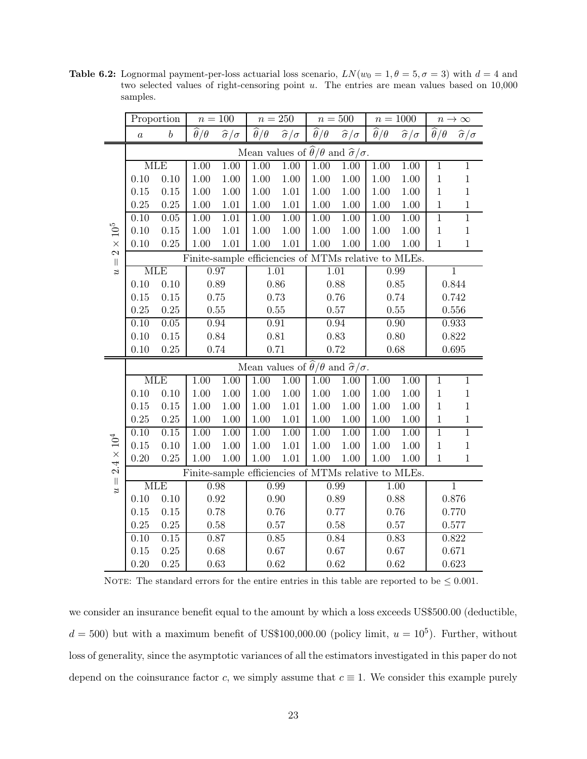**Table 6.2:** Lognormal payment-per-loss actuarial loss scenario, $LN(w_0 = 1, \theta = 5, \sigma = 3)$ with $d = 4$ and two selected values of right-censoring point $u$. The entries are mean values based on 10,000 samples.

| | Proportion | | $n = 100$ | | $n = 250$ | | $n = 500$ | | $n = 1000$ | | $n \to \infty$ | |
|---|---|---|---|---|---|---|---|---|---|---|---|---|
| | $a$ | $b$ | $\widehat{\theta}/\theta$ | $\widehat{\sigma}/\sigma$ | $\widehat{\theta}/\theta$ | $\widehat{\sigma}/\sigma$ | $\widehat{\theta}/\theta$ | $\widehat{\sigma}/\sigma$ | $\widehat{\theta}/\theta$ | $\widehat{\sigma}/\sigma$ | $\widehat{\theta}/\theta$ | $\widehat{\sigma}/\sigma$ |
| $u = 2 \times 10^5$ | Mean values of $\widehat{\theta}/\theta$ and $\widehat{\sigma}/\sigma$. | | | | | | | | | | | |
| | MLE | | 1.00 | 1.00 | 1.00 | 1.00 | 1.00 | 1.00 | 1.00 | 1.00 | 1 | 1 |
| | 0.10 | 0.10 | 1.00 | 1.00 | 1.00 | 1.00 | 1.00 | 1.00 | 1.00 | 1.00 | 1 | 1 |
| | 0.15 | 0.15 | 1.00 | 1.00 | 1.00 | 1.01 | 1.00 | 1.00 | 1.00 | 1.00 | 1 | 1 |
| | 0.25 | 0.25 | 1.00 | 1.01 | 1.00 | 1.01 | 1.00 | 1.00 | 1.00 | 1.00 | 1 | 1 |
| | 0.10 | 0.05 | 1.00 | 1.01 | 1.00 | 1.00 | 1.00 | 1.00 | 1.00 | 1.00 | 1 | 1 |
| | 0.10 | 0.15 | 1.00 | 1.01 | 1.00 | 1.00 | 1.00 | 1.00 | 1.00 | 1.00 | 1 | 1 |
| | 0.10 | 0.25 | 1.00 | 1.01 | 1.00 | 1.01 | 1.00 | 1.00 | 1.00 | 1.00 | 1 | 1 |
| | Finite-sample efficiencies of MTMs relative to MLEs. | | | | | | | | | | | |
| | MLE | | 0.97 | | 1.01 | | 1.01 | | 0.99 | | 1 | |
| | 0.10 | 0.10 | 0.89 | | 0.86 | | 0.88 | | 0.85 | | 0.844 | |
| | 0.15 | 0.15 | 0.75 | | 0.73 | | 0.76 | | 0.74 | | 0.742 | |
| | 0.25 | 0.25 | 0.55 | | 0.55 | | 0.57 | | 0.55 | | 0.556 | |
| | 0.10 | 0.05 | 0.94 | | 0.91 | | 0.94 | | 0.90 | | 0.933 | |
| | 0.10 | 0.15 | 0.84 | | 0.81 | | 0.83 | | 0.80 | | 0.822 | |
| | 0.10 | 0.25 | 0.74 | | 0.71 | | 0.72 | | 0.68 | | 0.695 | |
| $u = 2.4 \times 10^4$ | Mean values of $\widehat{\theta}/\theta$ and $\widehat{\sigma}/\sigma$. | | | | | | | | | | | |
| | MLE | | 1.00 | 1.00 | 1.00 | 1.00 | 1.00 | 1.00 | 1.00 | 1.00 | 1 | 1 |
| | 0.10 | 0.10 | 1.00 | 1.00 | 1.00 | 1.00 | 1.00 | 1.00 | 1.00 | 1.00 | 1 | 1 |
| | 0.15 | 0.15 | 1.00 | 1.00 | 1.00 | 1.01 | 1.00 | 1.00 | 1.00 | 1.00 | 1 | 1 |
| | 0.25 | 0.25 | 1.00 | 1.00 | 1.00 | 1.01 | 1.00 | 1.00 | 1.00 | 1.00 | 1 | 1 |
| | 0.10 | 0.15 | 1.00 | 1.00 | 1.00 | 1.00 | 1.00 | 1.00 | 1.00 | 1.00 | 1 | 1 |
| | 0.15 | 0.10 | 1.00 | 1.00 | 1.00 | 1.01 | 1.00 | 1.00 | 1.00 | 1.00 | 1 | 1 |
| | 0.20 | 0.25 | 1.00 | 1.00 | 1.00 | 1.01 | 1.00 | 1.00 | 1.00 | 1.00 | 1 | 1 |
| | Finite-sample efficiencies of MTMs relative to MLEs. | | | | | | | | | | | |
| | MLE | | 0.98 | | 0.99 | | 0.99 | | 1.00 | | 1 | |
| | 0.10 | 0.10 | 0.92 | | 0.90 | | 0.89 | | 0.88 | | 0.876 | |
| | 0.15 | 0.15 | 0.78 | | 0.76 | | 0.77 | | 0.76 | | 0.770 | |
| | 0.25 | 0.25 | 0.58 | | 0.57 | | 0.58 | | 0.57 | | 0.577 | |
| | 0.10 | 0.15 | 0.87 | | 0.85 | | 0.84 | | 0.83 | | 0.822 | |
| | 0.15 | 0.25 | 0.68 | | 0.67 | | 0.67 | | 0.67 | | 0.671 | |
| | 0.20 | 0.25 | 0.63 | | 0.62 | | 0.62 | | 0.62 | | 0.623 | |

NOTE: The standard errors for the entire entries in this table are reported to be $\leq 0.001$.

we consider an insurance benefit equal to the amount by which a loss exceeds US\$500.00 (deductible, $d = 500$) but with a maximum benefit of US\$100,000.00 (policy limit, $u = 10^5$). Further, without loss of generality, since the asymptotic variances of all the estimators investigated in this paper do not depend on the coinsurance factor $c$, we simply assume that $c \equiv 1$. We consider this example purely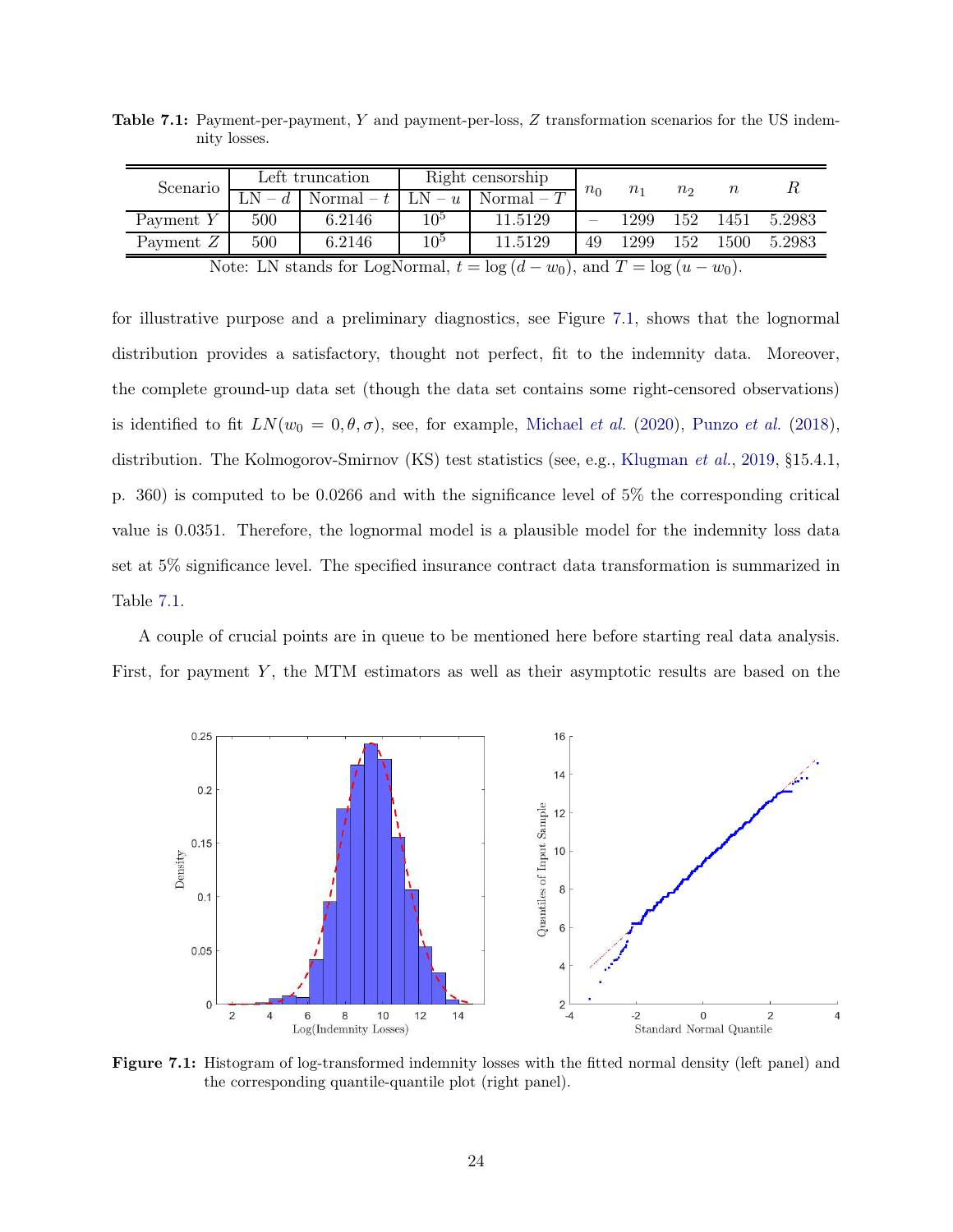**Table 7.1:** Payment-per-payment, $Y$ and payment-per-loss, $Z$ transformation scenarios for the US indemnity losses.

| Scenario | Left truncation | | Right censorship | | $n_0$ | $n_1$ | $n_2$ | $n$ | $R$ |
|---|---|---|---|---|---|---|---|---|---|
| | LN $-$ $d$ | Normal $-$ $t$ | LN $-$ $u$ | Normal $-$ $T$ | | | | | |
| Payment $Y$ | 500 | 6.2146 | $10^5$ | 11.5129 | – | 1299 | 152 | 1451 | 5.2983 |
| Payment $Z$ | 500 | 6.2146 | $10^5$ | 11.5129 | 49 | 1299 | 152 | 1500 | 5.2983 |

Note: LN stands for LogNormal, $t = \log(d - w_0)$, and $T = \log(u - w_0)$.

for illustrative purpose and a preliminary diagnostics, see Figure 7.1, shows that the lognormal distribution provides a satisfactory, thought not perfect, fit to the indemnity data. Moreover, the complete ground-up data set (though the data set contains some right-censored observations) is identified to fit $LN(w_0 = 0, \theta, \sigma)$, see, for example, Michael *et al.* (2020), Punzo *et al.* (2018), distribution. The Kolmogorov-Smirnov (KS) test statistics (see, e.g., Klugman *et al.*, 2019, §15.4.1, p. 360) is computed to be 0.0266 and with the significance level of 5% the corresponding critical value is 0.0351. Therefore, the lognormal model is a plausible model for the indemnity loss data set at 5% significance level. The specified insurance contract data transformation is summarized in Table 7.1.

A couple of crucial points are in queue to be mentioned here before starting real data analysis. First, for payment $Y$, the MTM estimators as well as their asymptotic results are based on the

Density
Log(Indemnity Losses)
Quantiles of Input Sample
Standard Normal Quantile

**Figure 7.1:** Histogram of log-transformed indemnity losses with the fitted normal density (left panel) and the corresponding quantile-quantile plot (right panel).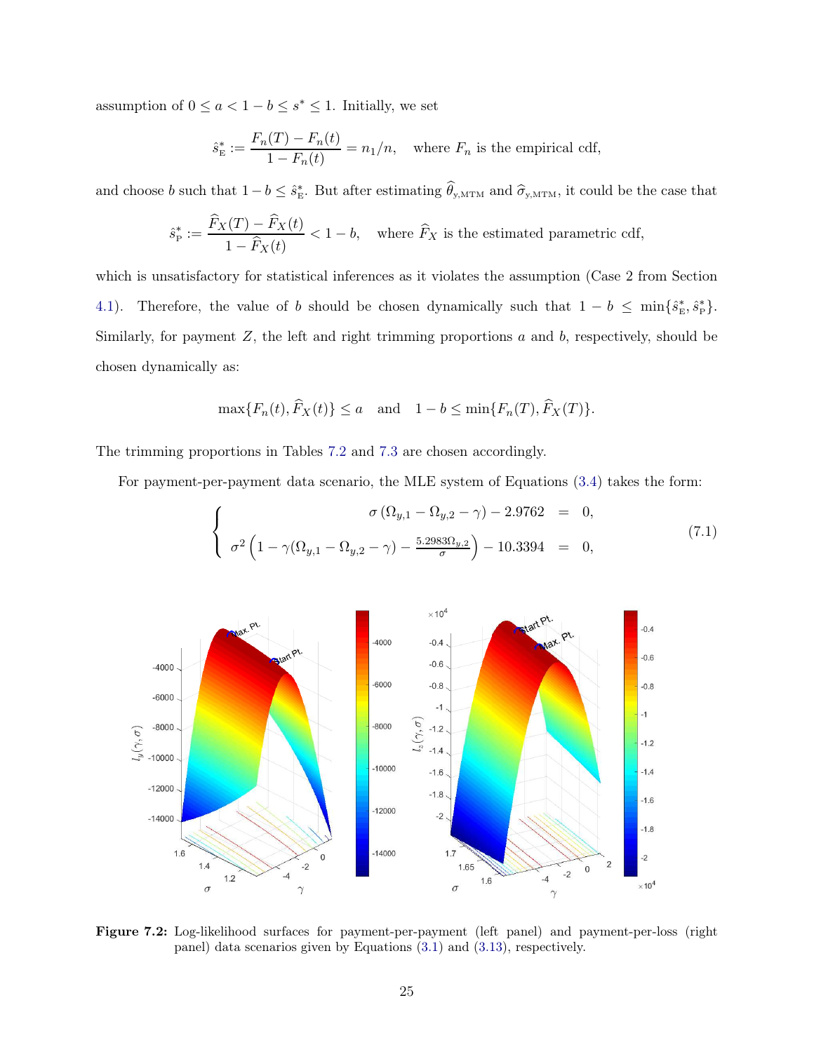assumption of $0 \le a < 1-b \le s^* \le 1$. Initially, we set

$$\hat{s}^*_{\text{E}} := \frac{F_n(T) - F_n(t)}{1 - F_n(t)} = n_1/n, \quad \text{where } F_n \text{ is the empirical cdf,}$$

and choose $b$ such that $1-b \le \hat{s}^*_{\text{E}}$. But after estimating $\widehat{\theta}_{\text{y,MTM}}$ and $\widehat{\sigma}_{\text{y,MTM}}$, it could be the case that

$$\hat{s}^*_{\text{P}} := \frac{\widehat{F}_X(T) - \widehat{F}_X(t)}{1 - \widehat{F}_X(t)} < 1-b, \quad \text{where } \widehat{F}_X \text{ is the estimated parametric cdf,}$$

which is unsatisfactory for statistical inferences as it violates the assumption (Case 2 from Section 4.1). Therefore, the value of $b$ should be chosen dynamically such that $1-b \le \min\{\hat{s}^*_{\text{E}}, \hat{s}^*_{\text{P}}\}$. Similarly, for payment $Z$, the left and right trimming proportions $a$ and $b$, respectively, should be chosen dynamically as:

$$\max\{F_n(t), \widehat{F}_X(t)\} \le a \quad \text{and} \quad 1-b \le \min\{F_n(T), \widehat{F}_X(T)\}.$$

The trimming proportions in Tables 7.2 and 7.3 are chosen accordingly.

For payment-per-payment data scenario, the MLE system of Equations (3.4) takes the form:

$$\begin{cases} \sigma\left(\Omega_{y,1} - \Omega_{y,2} - \gamma\right) - 2.9762 &= 0, \\ \sigma^2\left(1 - \gamma(\Omega_{y,1} - \Omega_{y,2} - \gamma) - \frac{5.2983\Omega_{y,2}}{\sigma}\right) - 10.3394 &= 0, \end{cases} \tag{7.1}$$

Max. Pt.
Start Pt.
-4000
-6000
-8000
-10000
-12000
-14000
$l_y(\gamma, \sigma)$
1.6
1.4
1.2
$\sigma$
0
-2
-4
$\gamma$
-4000
-6000
-8000
-10000
-12000
-14000

$\times 10^4$
Start Pt.
Max. Pt.
-0.4
-0.6
-0.8
-1
-1.2
-1.4
-1.6
-1.8
-2
$l_z(\gamma, \sigma)$
1.7
1.65
1.6
$\sigma$
2
0
-2
-4
$\gamma$
-0.4
-0.6
-0.8
-1
-1.2
-1.4
-1.6
-1.8
-2
$\times 10^4$

**Figure 7.2:** Log-likelihood surfaces for payment-per-payment (left panel) and payment-per-loss (right panel) data scenarios given by Equations (3.1) and (3.13), respectively.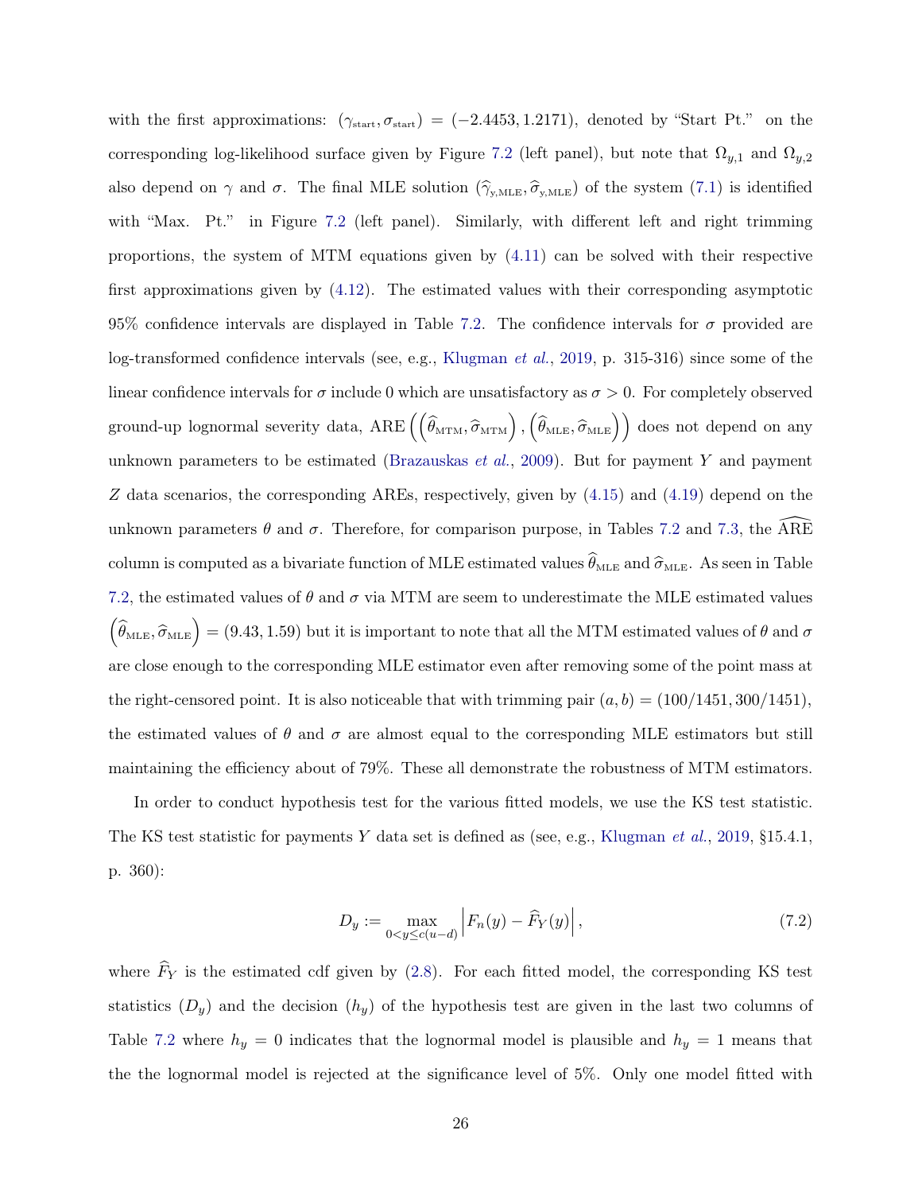with the first approximations: $(\gamma_{\text{start}}, \sigma_{\text{start}}) = (-2.4453, 1.2171)$, denoted by "Start Pt." on the corresponding log-likelihood surface given by Figure 7.2 (left panel), but note that $\Omega_{y,1}$ and $\Omega_{y,2}$ also depend on $\gamma$ and $\sigma$. The final MLE solution $(\widehat{\gamma}_{\text{y,MLE}}, \widehat{\sigma}_{\text{y,MLE}})$ of the system (7.1) is identified with "Max. Pt." in Figure 7.2 (left panel). Similarly, with different left and right trimming proportions, the system of MTM equations given by (4.11) can be solved with their respective first approximations given by (4.12). The estimated values with their corresponding asymptotic 95% confidence intervals are displayed in Table 7.2. The confidence intervals for $\sigma$ provided are log-transformed confidence intervals (see, e.g., Klugman *et al.*, 2019, p. 315-316) since some of the linear confidence intervals for $\sigma$ include 0 which are unsatisfactory as $\sigma > 0$. For completely observed ground-up lognormal severity data, $\text{ARE}\left(\left(\widehat{\theta}_{\text{MTM}}, \widehat{\sigma}_{\text{MTM}}\right), \left(\widehat{\theta}_{\text{MLE}}, \widehat{\sigma}_{\text{MLE}}\right)\right)$ does not depend on any unknown parameters to be estimated (Brazauskas *et al.*, 2009). But for payment $Y$ and payment $Z$ data scenarios, the corresponding AREs, respectively, given by (4.15) and (4.19) depend on the unknown parameters $\theta$ and $\sigma$. Therefore, for comparison purpose, in Tables 7.2 and 7.3, the $\widehat{\text{ARE}}$ column is computed as a bivariate function of MLE estimated values $\widehat{\theta}_{\text{MLE}}$ and $\widehat{\sigma}_{\text{MLE}}$. As seen in Table 7.2, the estimated values of $\theta$ and $\sigma$ via MTM are seem to underestimate the MLE estimated values $\left(\widehat{\theta}_{\text{MLE}}, \widehat{\sigma}_{\text{MLE}}\right) = (9.43, 1.59)$ but it is important to note that all the MTM estimated values of $\theta$ and $\sigma$ are close enough to the corresponding MLE estimator even after removing some of the point mass at the right-censored point. It is also noticeable that with trimming pair $(a, b) = (100/1451, 300/1451)$, the estimated values of $\theta$ and $\sigma$ are almost equal to the corresponding MLE estimators but still maintaining the efficiency about of 79%. These all demonstrate the robustness of MTM estimators.

In order to conduct hypothesis test for the various fitted models, we use the KS test statistic. The KS test statistic for payments $Y$ data set is defined as (see, e.g., Klugman *et al.*, 2019, §15.4.1, p. 360):

$$D_y := \max_{0<y\leq c(u-d)} \left| F_n(y) - \widehat{F}_Y(y) \right|, \tag{7.2}$$

where $\widehat{F}_Y$ is the estimated cdf given by (2.8). For each fitted model, the corresponding KS test statistics $(D_y)$ and the decision $(h_y)$ of the hypothesis test are given in the last two columns of Table 7.2 where $h_y = 0$ indicates that the lognormal model is plausible and $h_y = 1$ means that the the lognormal model is rejected at the significance level of 5%. Only one model fitted with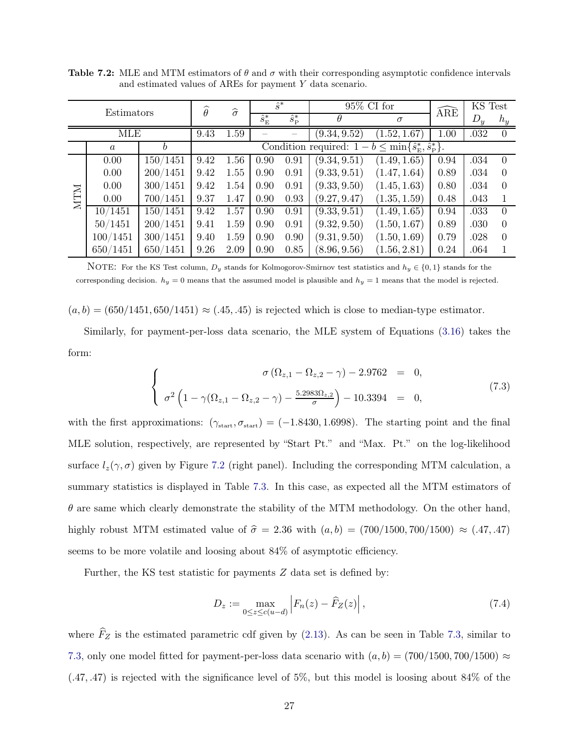**Table 7.2:** MLE and MTM estimators of $\theta$ and $\sigma$ with their corresponding asymptotic confidence intervals and estimated values of AREs for payment $Y$ data scenario.

| Estimators | | | $\widehat{\theta}$ | $\widehat{\sigma}$ | $\hat{s}^*$ | | 95% CI for | | $\widehat{\text{ARE}}$ | KS Test | |
|---|---|---|---|---|---|---|---|---|---|---|---|
| | | | | | $\hat{s}^*_{\text{E}}$ | $\hat{s}^*_{\text{P}}$ | $\theta$ | $\sigma$ | | $D_y$ | $h_y$ |
| MLE | | | 9.43 | 1.59 | – | – | (9.34, 9.52) | (1.52, 1.67) | 1.00 | .032 | 0 |
| | $a$ | $b$ | Condition required: $1-b \leq \min\{\hat{s}^*_{\text{E}}, \hat{s}^*_{\text{P}}\}$. | | | | | | | | |
| MTM | 0.00 | 150/1451 | 9.42 | 1.56 | 0.90 | 0.91 | (9.34, 9.51) | (1.49, 1.65) | 0.94 | .034 | 0 |
| | 0.00 | 200/1451 | 9.42 | 1.55 | 0.90 | 0.91 | (9.33, 9.51) | (1.47, 1.64) | 0.89 | .034 | 0 |
| | 0.00 | 300/1451 | 9.42 | 1.54 | 0.90 | 0.91 | (9.33, 9.50) | (1.45, 1.63) | 0.80 | .034 | 0 |
| | 0.00 | 700/1451 | 9.37 | 1.47 | 0.90 | 0.93 | (9.27, 9.47) | (1.35, 1.59) | 0.48 | .043 | 1 |
| | 10/1451 | 150/1451 | 9.42 | 1.57 | 0.90 | 0.91 | (9.33, 9.51) | (1.49, 1.65) | 0.94 | .033 | 0 |
| | 50/1451 | 200/1451 | 9.41 | 1.59 | 0.90 | 0.91 | (9.32, 9.50) | (1.50, 1.67) | 0.89 | .030 | 0 |
| | 100/1451 | 300/1451 | 9.40 | 1.59 | 0.90 | 0.90 | (9.31, 9.50) | (1.50, 1.69) | 0.79 | .028 | 0 |
| | 650/1451 | 650/1451 | 9.26 | 2.09 | 0.90 | 0.85 | (8.96, 9.56) | (1.56, 2.81) | 0.24 | .064 | 1 |

NOTE: For the KS Test column, $D_y$ stands for Kolmogorov-Smirnov test statistics and $h_y \in \{0, 1\}$ stands for the corresponding decision. $h_y = 0$ means that the assumed model is plausible and $h_y = 1$ means that the model is rejected.

$(a, b) = (650/1451, 650/1451) \approx (.45, .45)$ is rejected which is close to median-type estimator.

Similarly, for payment-per-loss data scenario, the MLE system of Equations (3.16) takes the form:

$$\begin{cases} \sigma\left(\Omega_{z,1} - \Omega_{z,2} - \gamma\right) - 2.9762 &= 0, \\ \sigma^2\left(1 - \gamma(\Omega_{z,1} - \Omega_{z,2} - \gamma) - \frac{5.2983\Omega_{z,2}}{\sigma}\right) - 10.3394 &= 0, \end{cases} \tag{7.3}$$

with the first approximations: $(\gamma_{\text{start}}, \sigma_{\text{start}}) = (-1.8430, 1.6998)$. The starting point and the final MLE solution, respectively, are represented by "Start Pt." and "Max. Pt." on the log-likelihood surface $l_z(\gamma, \sigma)$ given by Figure 7.2 (right panel). Including the corresponding MTM calculation, a summary statistics is displayed in Table 7.3. In this case, as expected all the MTM estimators of $\theta$ are same which clearly demonstrate the stability of the MTM methodology. On the other hand, highly robust MTM estimated value of $\widehat{\sigma} = 2.36$ with $(a, b) = (700/1500, 700/1500) \approx (.47, .47)$ seems to be more volatile and loosing about 84% of asymptotic efficiency.

Further, the KS test statistic for payments $Z$ data set is defined by:

$$D_z := \max_{0 \leq z \leq c(u-d)} \left| F_n(z) - \widehat{F}_Z(z) \right|, \tag{7.4}$$

where $\widehat{F}_Z$ is the estimated parametric cdf given by (2.13). As can be seen in Table 7.3, similar to 7.3, only one model fitted for payment-per-loss data scenario with $(a, b) = (700/1500, 700/1500) \approx (.47, .47)$ is rejected with the significance level of 5%, but this model is loosing about 84% of the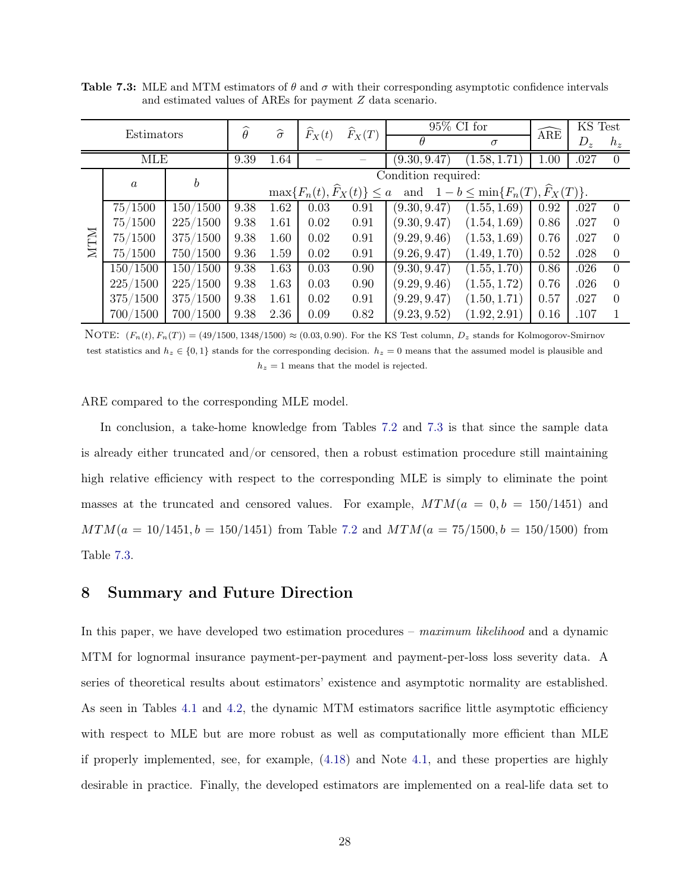**Table 7.3:** MLE and MTM estimators of $\theta$ and $\sigma$ with their corresponding asymptotic confidence intervals and estimated values of AREs for payment $Z$ data scenario.

| Estimators | | | $\widehat{\theta}$ | $\widehat{\sigma}$ | $\widehat{F}_X(t)$ | $\widehat{F}_X(T)$ | 95% CI for $\theta$ | 95% CI for $\sigma$ | $\widehat{\text{ARE}}$ | KS Test $D_z$ | KS Test $h_z$ |
|---|---|---|---|---|---|---|---|---|---|---|---|
| MLE | | | 9.39 | 1.64 | – | – | (9.30, 9.47) | (1.58, 1.71) | 1.00 | .027 | 0 |
| MTM | $a$ | $b$ | Condition required: $\max\{F_n(t), \widehat{F}_X(t)\} \leq a$ and $1 - b \leq \min\{F_n(T), \widehat{F}_X(T)\}$. | | | | | | | | |
| | 75/1500 | 150/1500 | 9.38 | 1.62 | 0.03 | 0.91 | (9.30, 9.47) | (1.55, 1.69) | 0.92 | .027 | 0 |
| | 75/1500 | 225/1500 | 9.38 | 1.61 | 0.02 | 0.91 | (9.30, 9.47) | (1.54, 1.69) | 0.86 | .027 | 0 |
| | 75/1500 | 375/1500 | 9.38 | 1.60 | 0.02 | 0.91 | (9.29, 9.46) | (1.53, 1.69) | 0.76 | .027 | 0 |
| | 75/1500 | 750/1500 | 9.36 | 1.59 | 0.02 | 0.91 | (9.26, 9.47) | (1.49, 1.70) | 0.52 | .028 | 0 |
| | 150/1500 | 150/1500 | 9.38 | 1.63 | 0.03 | 0.90 | (9.30, 9.47) | (1.55, 1.70) | 0.86 | .026 | 0 |
| | 225/1500 | 225/1500 | 9.38 | 1.63 | 0.03 | 0.90 | (9.29, 9.46) | (1.55, 1.72) | 0.76 | .026 | 0 |
| | 375/1500 | 375/1500 | 9.38 | 1.61 | 0.02 | 0.91 | (9.29, 9.47) | (1.50, 1.71) | 0.57 | .027 | 0 |
| | 700/1500 | 700/1500 | 9.38 | 2.36 | 0.09 | 0.82 | (9.23, 9.52) | (1.92, 2.91) | 0.16 | .107 | 1 |

NOTE: $(F_n(t), F_n(T)) = (49/1500, 1348/1500) \approx (0.03, 0.90)$. For the KS Test column, $D_z$ stands for Kolmogorov-Smirnov test statistics and $h_z \in \{0, 1\}$ stands for the corresponding decision. $h_z = 0$ means that the assumed model is plausible and $h_z = 1$ means that the model is rejected.

ARE compared to the corresponding MLE model.

In conclusion, a take-home knowledge from Tables 7.2 and 7.3 is that since the sample data is already either truncated and/or censored, then a robust estimation procedure still maintaining high relative efficiency with respect to the corresponding MLE is simply to eliminate the point masses at the truncated and censored values. For example, $MTM(a = 0, b = 150/1451)$ and $MTM(a = 10/1451, b = 150/1451)$ from Table 7.2 and $MTM(a = 75/1500, b = 150/1500)$ from Table 7.3.

## 8 Summary and Future Direction

In this paper, we have developed two estimation procedures – *maximum likelihood* and a dynamic MTM for lognormal insurance payment-per-payment and payment-per-loss loss severity data. A series of theoretical results about estimators' existence and asymptotic normality are established. As seen in Tables 4.1 and 4.2, the dynamic MTM estimators sacrifice little asymptotic efficiency with respect to MLE but are more robust as well as computationally more efficient than MLE if properly implemented, see, for example, (4.18) and Note 4.1, and these properties are highly desirable in practice. Finally, the developed estimators are implemented on a real-life data set to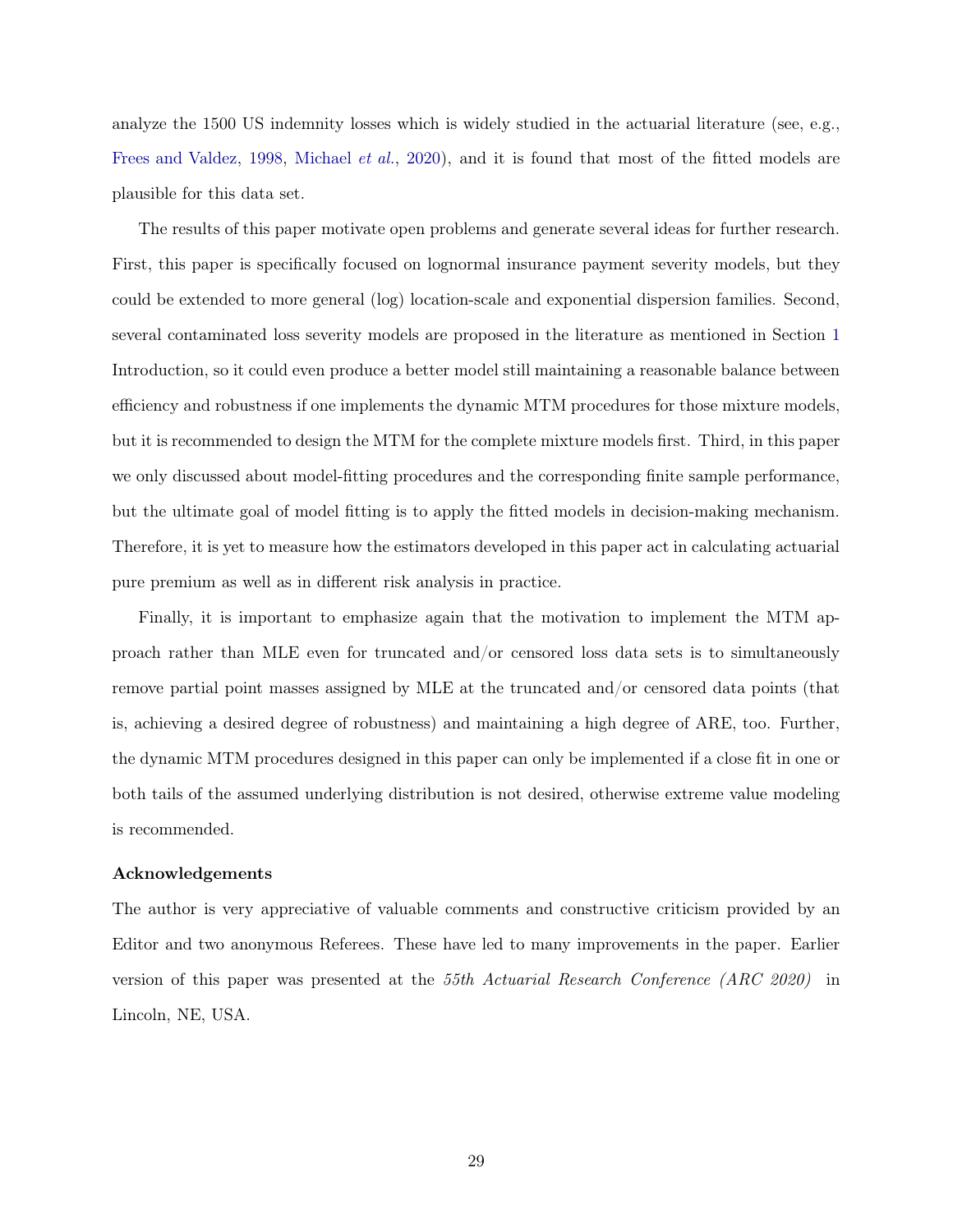analyze the 1500 US indemnity losses which is widely studied in the actuarial literature (see, e.g., Frees and Valdez, 1998, Michael *et al.*, 2020), and it is found that most of the fitted models are plausible for this data set.

The results of this paper motivate open problems and generate several ideas for further research. First, this paper is specifically focused on lognormal insurance payment severity models, but they could be extended to more general (log) location-scale and exponential dispersion families. Second, several contaminated loss severity models are proposed in the literature as mentioned in Section 1 Introduction, so it could even produce a better model still maintaining a reasonable balance between efficiency and robustness if one implements the dynamic MTM procedures for those mixture models, but it is recommended to design the MTM for the complete mixture models first. Third, in this paper we only discussed about model-fitting procedures and the corresponding finite sample performance, but the ultimate goal of model fitting is to apply the fitted models in decision-making mechanism. Therefore, it is yet to measure how the estimators developed in this paper act in calculating actuarial pure premium as well as in different risk analysis in practice.

Finally, it is important to emphasize again that the motivation to implement the MTM approach rather than MLE even for truncated and/or censored loss data sets is to simultaneously remove partial point masses assigned by MLE at the truncated and/or censored data points (that is, achieving a desired degree of robustness) and maintaining a high degree of ARE, too. Further, the dynamic MTM procedures designed in this paper can only be implemented if a close fit in one or both tails of the assumed underlying distribution is not desired, otherwise extreme value modeling is recommended.

**Acknowledgements**

The author is very appreciative of valuable comments and constructive criticism provided by an Editor and two anonymous Referees. These have led to many improvements in the paper. Earlier version of this paper was presented at the *55th Actuarial Research Conference (ARC 2020)* in Lincoln, NE, USA.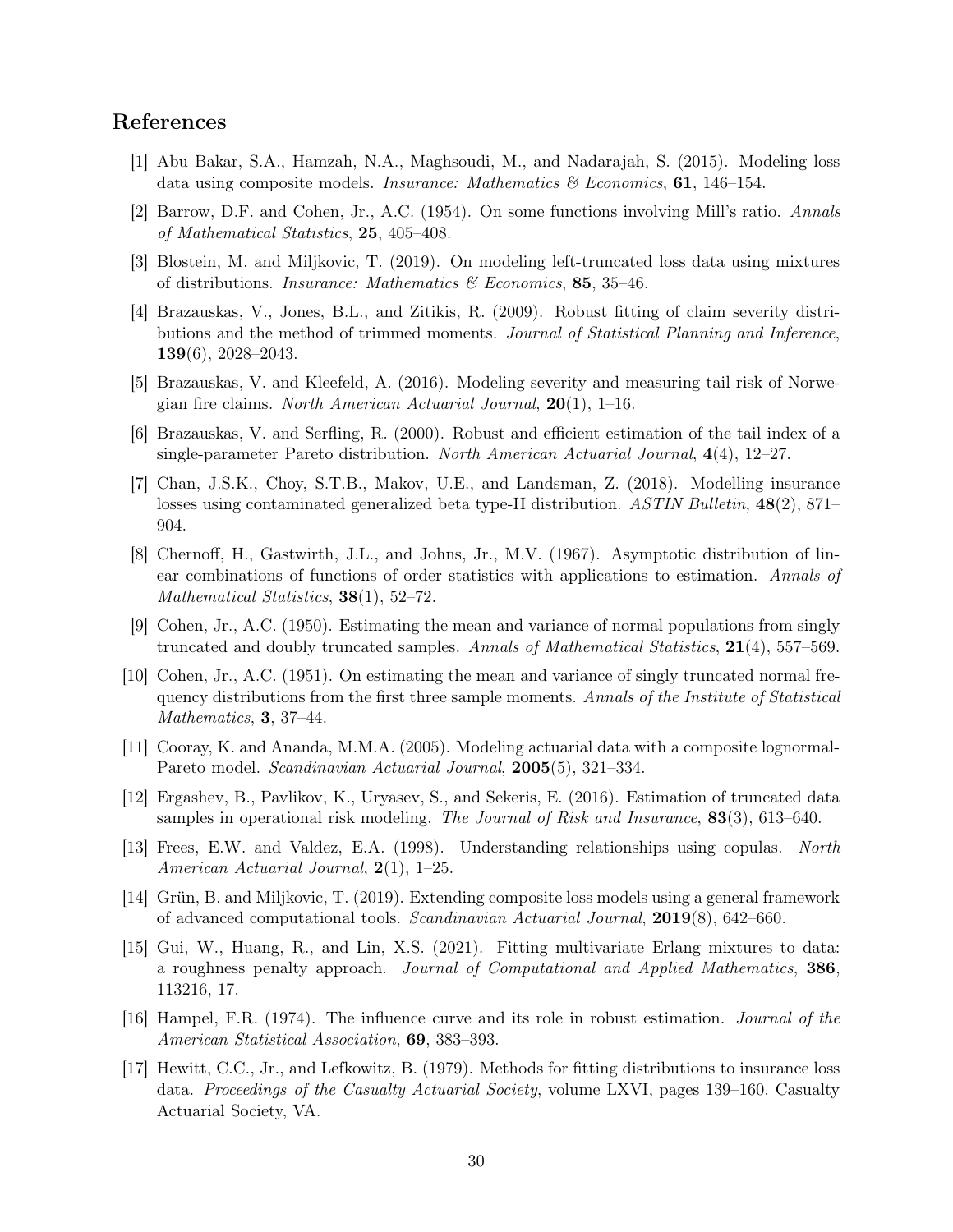## References

[1] Abu Bakar, S.A., Hamzah, N.A., Maghsoudi, M., and Nadarajah, S. (2015). Modeling loss data using composite models. *Insurance: Mathematics & Economics*, **61**, 146–154.

[2] Barrow, D.F. and Cohen, Jr., A.C. (1954). On some functions involving Mill's ratio. *Annals of Mathematical Statistics*, **25**, 405–408.

[3] Blostein, M. and Miljkovic, T. (2019). On modeling left-truncated loss data using mixtures of distributions. *Insurance: Mathematics & Economics*, **85**, 35–46.

[4] Brazauskas, V., Jones, B.L., and Zitikis, R. (2009). Robust fitting of claim severity distributions and the method of trimmed moments. *Journal of Statistical Planning and Inference*, **139**(6), 2028–2043.

[5] Brazauskas, V. and Kleefeld, A. (2016). Modeling severity and measuring tail risk of Norwegian fire claims. *North American Actuarial Journal*, **20**(1), 1–16.

[6] Brazauskas, V. and Serfling, R. (2000). Robust and efficient estimation of the tail index of a single-parameter Pareto distribution. *North American Actuarial Journal*, **4**(4), 12–27.

[7] Chan, J.S.K., Choy, S.T.B., Makov, U.E., and Landsman, Z. (2018). Modelling insurance losses using contaminated generalized beta type-II distribution. *ASTIN Bulletin*, **48**(2), 871–904.

[8] Chernoff, H., Gastwirth, J.L., and Johns, Jr., M.V. (1967). Asymptotic distribution of linear combinations of functions of order statistics with applications to estimation. *Annals of Mathematical Statistics*, **38**(1), 52–72.

[9] Cohen, Jr., A.C. (1950). Estimating the mean and variance of normal populations from singly truncated and doubly truncated samples. *Annals of Mathematical Statistics*, **21**(4), 557–569.

[10] Cohen, Jr., A.C. (1951). On estimating the mean and variance of singly truncated normal frequency distributions from the first three sample moments. *Annals of the Institute of Statistical Mathematics*, **3**, 37–44.

[11] Cooray, K. and Ananda, M.M.A. (2005). Modeling actuarial data with a composite lognormal-Pareto model. *Scandinavian Actuarial Journal*, **2005**(5), 321–334.

[12] Ergashev, B., Pavlikov, K., Uryasev, S., and Sekeris, E. (2016). Estimation of truncated data samples in operational risk modeling. *The Journal of Risk and Insurance*, **83**(3), 613–640.

[13] Frees, E.W. and Valdez, E.A. (1998). Understanding relationships using copulas. *North American Actuarial Journal*, **2**(1), 1–25.

[14] Grün, B. and Miljkovic, T. (2019). Extending composite loss models using a general framework of advanced computational tools. *Scandinavian Actuarial Journal*, **2019**(8), 642–660.

[15] Gui, W., Huang, R., and Lin, X.S. (2021). Fitting multivariate Erlang mixtures to data: a roughness penalty approach. *Journal of Computational and Applied Mathematics*, **386**, 113216, 17.

[16] Hampel, F.R. (1974). The influence curve and its role in robust estimation. *Journal of the American Statistical Association*, **69**, 383–393.

[17] Hewitt, C.C., Jr., and Lefkowitz, B. (1979). Methods for fitting distributions to insurance loss data. *Proceedings of the Casualty Actuarial Society*, volume LXVI, pages 139–160. Casualty Actuarial Society, VA.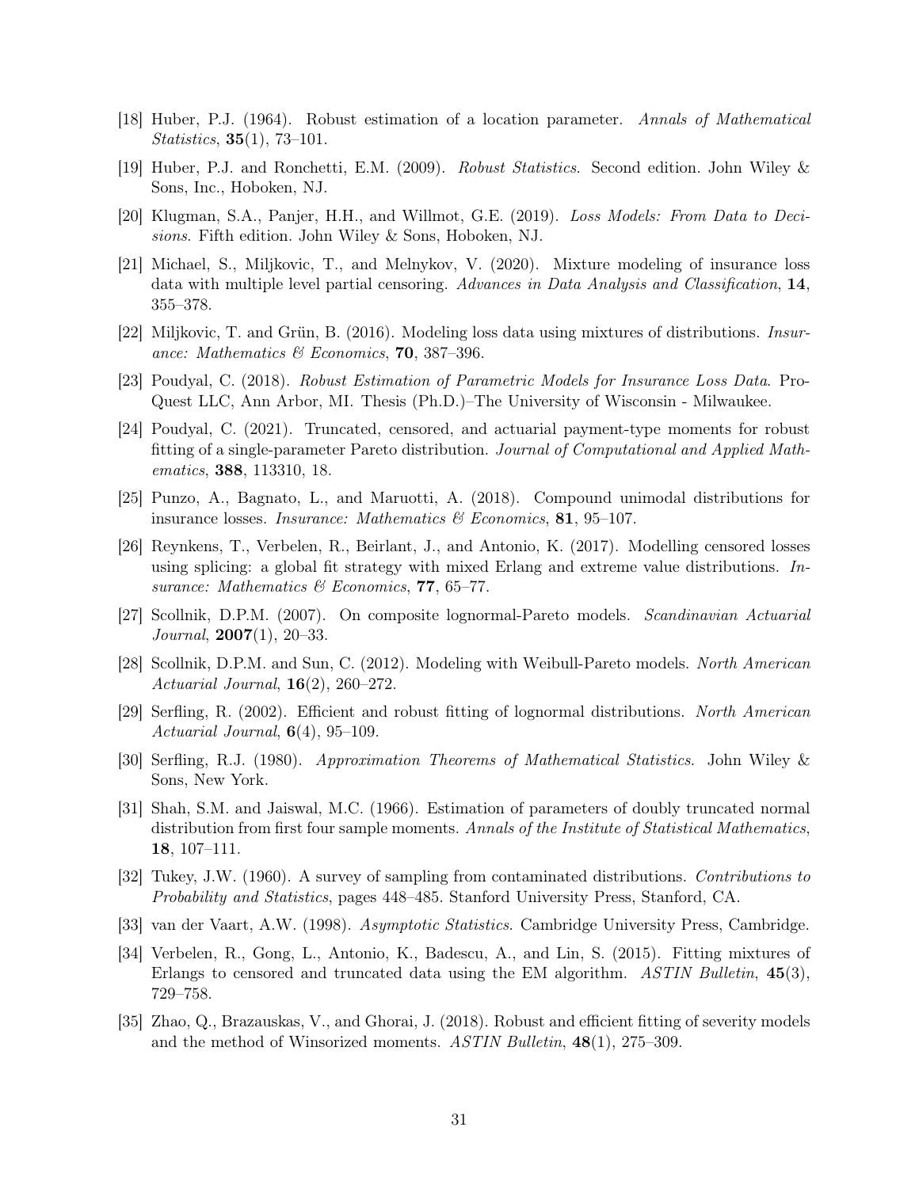[18] Huber, P.J. (1964). Robust estimation of a location parameter. *Annals of Mathematical Statistics*, **35**(1), 73–101.

[19] Huber, P.J. and Ronchetti, E.M. (2009). *Robust Statistics*. Second edition. John Wiley & Sons, Inc., Hoboken, NJ.

[20] Klugman, S.A., Panjer, H.H., and Willmot, G.E. (2019). *Loss Models: From Data to Decisions*. Fifth edition. John Wiley & Sons, Hoboken, NJ.

[21] Michael, S., Miljkovic, T., and Melnykov, V. (2020). Mixture modeling of insurance loss data with multiple level partial censoring. *Advances in Data Analysis and Classification*, **14**, 355–378.

[22] Miljkovic, T. and Grün, B. (2016). Modeling loss data using mixtures of distributions. *Insurance: Mathematics & Economics*, **70**, 387–396.

[23] Poudyal, C. (2018). *Robust Estimation of Parametric Models for Insurance Loss Data*. ProQuest LLC, Ann Arbor, MI. Thesis (Ph.D.)–The University of Wisconsin - Milwaukee.

[24] Poudyal, C. (2021). Truncated, censored, and actuarial payment-type moments for robust fitting of a single-parameter Pareto distribution. *Journal of Computational and Applied Mathematics*, **388**, 113310, 18.

[25] Punzo, A., Bagnato, L., and Maruotti, A. (2018). Compound unimodal distributions for insurance losses. *Insurance: Mathematics & Economics*, **81**, 95–107.

[26] Reynkens, T., Verbelen, R., Beirlant, J., and Antonio, K. (2017). Modelling censored losses using splicing: a global fit strategy with mixed Erlang and extreme value distributions. *Insurance: Mathematics & Economics*, **77**, 65–77.

[27] Scollnik, D.P.M. (2007). On composite lognormal-Pareto models. *Scandinavian Actuarial Journal*, **2007**(1), 20–33.

[28] Scollnik, D.P.M. and Sun, C. (2012). Modeling with Weibull-Pareto models. *North American Actuarial Journal*, **16**(2), 260–272.

[29] Serfling, R. (2002). Efficient and robust fitting of lognormal distributions. *North American Actuarial Journal*, **6**(4), 95–109.

[30] Serfling, R.J. (1980). *Approximation Theorems of Mathematical Statistics*. John Wiley & Sons, New York.

[31] Shah, S.M. and Jaiswal, M.C. (1966). Estimation of parameters of doubly truncated normal distribution from first four sample moments. *Annals of the Institute of Statistical Mathematics*, **18**, 107–111.

[32] Tukey, J.W. (1960). A survey of sampling from contaminated distributions. *Contributions to Probability and Statistics*, pages 448–485. Stanford University Press, Stanford, CA.

[33] van der Vaart, A.W. (1998). *Asymptotic Statistics*. Cambridge University Press, Cambridge.

[34] Verbelen, R., Gong, L., Antonio, K., Badescu, A., and Lin, S. (2015). Fitting mixtures of Erlangs to censored and truncated data using the EM algorithm. *ASTIN Bulletin*, **45**(3), 729–758.

[35] Zhao, Q., Brazauskas, V., and Ghorai, J. (2018). Robust and efficient fitting of severity models and the method of Winsorized moments. *ASTIN Bulletin*, **48**(1), 275–309.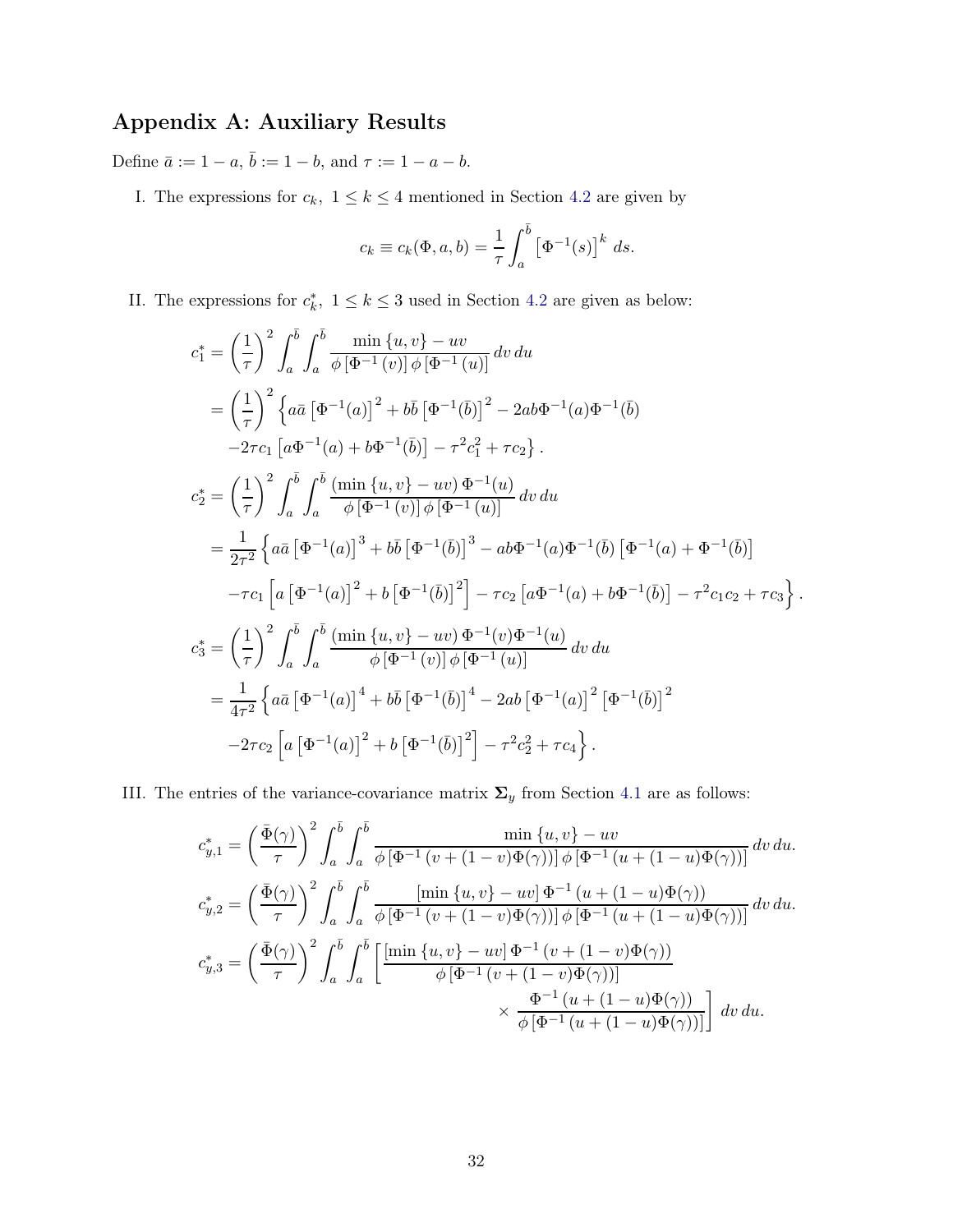## Appendix A: Auxiliary Results

Define $\bar{a} := 1 - a$, $\bar{b} := 1 - b$, and $\tau := 1 - a - b$.

I. The expressions for $c_k,\ 1 \le k \le 4$ mentioned in Section 4.2 are given by

$$c_k \equiv c_k(\Phi, a, b) = \frac{1}{\tau} \int_a^{\bar{b}} \left[\Phi^{-1}(s)\right]^k \, ds.$$

II. The expressions for $c_k^*,\ 1 \le k \le 3$ used in Section 4.2 are given as below:

$$\begin{aligned}
c_1^* &= \left(\frac{1}{\tau}\right)^2 \int_a^{\bar{b}} \int_a^{\bar{b}} \frac{\min\{u, v\} - uv}{\phi\left[\Phi^{-1}(v)\right] \phi\left[\Phi^{-1}(u)\right]} \, dv \, du \\
&= \left(\frac{1}{\tau}\right)^2 \Big\{ a\bar{a} \left[\Phi^{-1}(a)\right]^2 + b\bar{b} \left[\Phi^{-1}(\bar{b})\right]^2 - 2ab\Phi^{-1}(a)\Phi^{-1}(\bar{b}) \\
&\quad - 2\tau c_1 \left[a\Phi^{-1}(a) + b\Phi^{-1}(\bar{b})\right] - \tau^2 c_1^2 + \tau c_2 \Big\}. \\
c_2^* &= \left(\frac{1}{\tau}\right)^2 \int_a^{\bar{b}} \int_a^{\bar{b}} \frac{\left(\min\{u, v\} - uv\right) \Phi^{-1}(u)}{\phi\left[\Phi^{-1}(v)\right] \phi\left[\Phi^{-1}(u)\right]} \, dv \, du \\
&= \frac{1}{2\tau^2} \Big\{ a\bar{a} \left[\Phi^{-1}(a)\right]^3 + b\bar{b} \left[\Phi^{-1}(\bar{b})\right]^3 - ab\Phi^{-1}(a)\Phi^{-1}(\bar{b}) \left[\Phi^{-1}(a) + \Phi^{-1}(\bar{b})\right] \\
&\quad - \tau c_1 \left[a\left[\Phi^{-1}(a)\right]^2 + b\left[\Phi^{-1}(\bar{b})\right]^2\right] - \tau c_2 \left[a\Phi^{-1}(a) + b\Phi^{-1}(\bar{b})\right] - \tau^2 c_1 c_2 + \tau c_3 \Big\}. \\
c_3^* &= \left(\frac{1}{\tau}\right)^2 \int_a^{\bar{b}} \int_a^{\bar{b}} \frac{\left(\min\{u, v\} - uv\right) \Phi^{-1}(v)\Phi^{-1}(u)}{\phi\left[\Phi^{-1}(v)\right] \phi\left[\Phi^{-1}(u)\right]} \, dv \, du \\
&= \frac{1}{4\tau^2} \Big\{ a\bar{a} \left[\Phi^{-1}(a)\right]^4 + b\bar{b} \left[\Phi^{-1}(\bar{b})\right]^4 - 2ab \left[\Phi^{-1}(a)\right]^2 \left[\Phi^{-1}(\bar{b})\right]^2 \\
&\quad - 2\tau c_2 \left[a\left[\Phi^{-1}(a)\right]^2 + b\left[\Phi^{-1}(\bar{b})\right]^2\right] - \tau^2 c_2^2 + \tau c_4 \Big\}.
\end{aligned}$$

III. The entries of the variance-covariance matrix $\mathbf{\Sigma}_y$ from Section 4.1 are as follows:

$$\begin{aligned}
c_{y,1}^* &= \left(\frac{\bar{\Phi}(\gamma)}{\tau}\right)^2 \int_a^{\bar{b}} \int_a^{\bar{b}} \frac{\min\{u, v\} - uv}{\phi\left[\Phi^{-1}\left(v + (1-v)\Phi(\gamma)\right)\right] \phi\left[\Phi^{-1}\left(u + (1-u)\Phi(\gamma)\right)\right]} \, dv \, du. \\
c_{y,2}^* &= \left(\frac{\bar{\Phi}(\gamma)}{\tau}\right)^2 \int_a^{\bar{b}} \int_a^{\bar{b}} \frac{\left[\min\{u, v\} - uv\right] \Phi^{-1}\left(u + (1-u)\Phi(\gamma)\right)}{\phi\left[\Phi^{-1}\left(v + (1-v)\Phi(\gamma)\right)\right] \phi\left[\Phi^{-1}\left(u + (1-u)\Phi(\gamma)\right)\right]} \, dv \, du. \\
c_{y,3}^* &= \left(\frac{\bar{\Phi}(\gamma)}{\tau}\right)^2 \int_a^{\bar{b}} \int_a^{\bar{b}} \left[ \frac{\left[\min\{u, v\} - uv\right] \Phi^{-1}\left(v + (1-v)\Phi(\gamma)\right)}{\phi\left[\Phi^{-1}\left(v + (1-v)\Phi(\gamma)\right)\right]} \right. \\
&\qquad\qquad \left. \times \frac{\Phi^{-1}\left(u + (1-u)\Phi(\gamma)\right)}{\phi\left[\Phi^{-1}\left(u + (1-u)\Phi(\gamma)\right)\right]} \right] \, dv \, du.
\end{aligned}$$